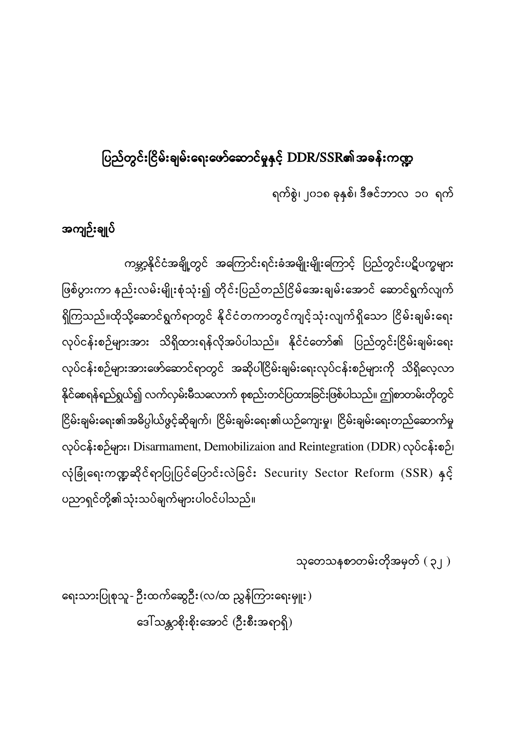# ပြည်တွင်းငြိမ်းချမ်းရေးဖော်ဆောင်မှုနှင့် DDR/SSR၏အခန်းကဏ္ဍ

ရက်စွဲ၊ ၂၀၁၈ ခုနှစ်၊ ဒီဇင်ဘာလ ၁၀ ရက်

## အကျဉ်းချုပ်

ကမ္ဘာ့နိုင်ငံအချို့တွင် အကြောင်းရင်းခံအမျိုးမျိုးကြောင့် ပြည်တွင်းပဋိပက္ခများ ဖြစ်ပွားကာ နည်းလမ်းမျိုးစုံသုံး၍ တိုင်းပြည်တည်ငြိမ်အေးချမ်းအောင် ဆောင်ရွက်လျက် ရှိကြသည်။ထိုသို့ဆောင်ရွက်ရာတွင် နိုင်ငံတကာတွင်ကျင့်သုံးလျက်ရှိသော ငြိမ်းချမ်းရေး လုပ်ငန်းစဉ်များအား သိရှိထားရန်လိုအပ်ပါသည်။ နိုင်ငံတော်၏ ပြည်တွင်းငြိမ်းချမ်းရေး လုပ်ငန်းစဉ်များအားဖော်ဆောင်ရာတွင် အဆိုပါငြိမ်းချမ်းရေးလုပ်ငန်းစဉ်များကို သိရှိလေ့လာ နိုင်စေရန်ရည်ရွယ်၍ လက်လှမ်းမီသလောက် စုစည်းတင်ပြထားခြင်းဖြစ်ပါသည်။ ဤစာတမ်းတိုတွင် ငြိမ်းချမ်းရေး၏အဓိပ္ပါယ်ဖွင့်ဆိုချက်၊ ငြိမ်းချမ်းရေး၏ယဉ်ကျေးမှု၊ ငြိမ်းချမ်းရေးတည်ဆောက်မှု လုပ်ငန်းစဉ်များ၊ Disarmament, Demobilizaion and Reintegration (DDR) လုပ်ငန်းစဉ်၊ လုံခြုံရေးကဏ္ဍဆိုင်ရာပြုပြင်ပြောင်းလဲခြင်း Security Sector Reform (SSR) နှင့် ပညာရှင်တို့၏သုံးသပ်ချက်များပါဝင်ပါသည်။

သုတေသနစာတမ်းတိုအမှတ် ( ၃၂ )

ရေးသားပြုစုသူ- ဦးထက်ဆွေဦး (လ/ထ ညွှန်ကြားရေးမှူး)

ဒေါ်သန္တာစိုးစိုးအောင် (ဦးစီးအရာရှိ)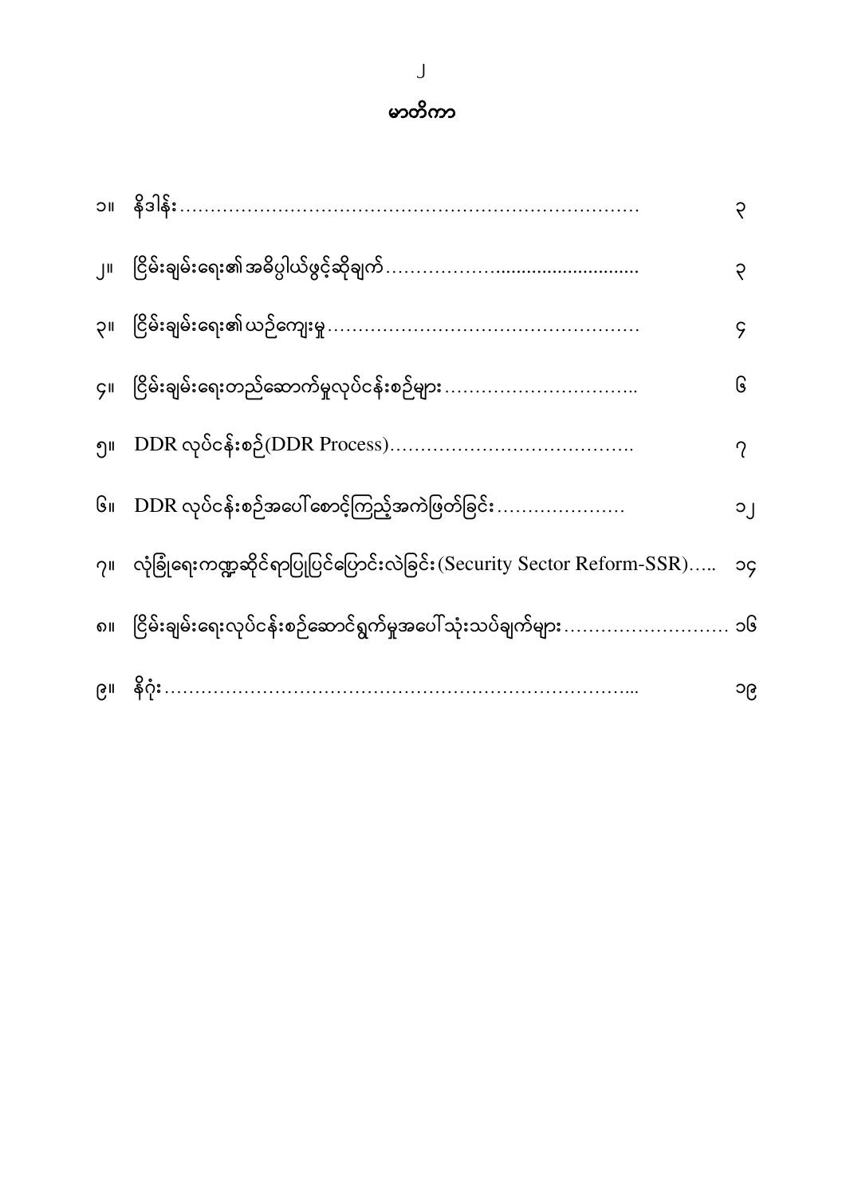# မာတိကာ

| | | |
|---|---|---|
| ၁။ | နိဒါန်း………………………………………………………………… | ၃ |
| ၂။ | ငြိမ်းချမ်းရေး၏အဓိပ္ပါယ်ဖွင့်ဆိုချက်……………….......................... | ၃ |
| ၃။ | ငြိမ်းချမ်းရေး၏ယဉ်ကျေးမှု…………………………………………… | ၄ |
| ၄။ | ငြိမ်းချမ်းရေးတည်ဆောက်မှုလုပ်ငန်းစဉ်များ………………………….. | ၆ |
| ၅။ | DDR လုပ်ငန်းစဉ်(DDR Process)…………………………………. | ၇ |
| ၆။ | DDR လုပ်ငန်းစဉ်အပေါ်စောင့်ကြည့်အကဲဖြတ်ခြင်း………………… | ၁၂ |
| ၇။ | လုံခြုံရေးကဏ္ဍဆိုင်ရာပြုပြင်ပြောင်းလဲခြင်း(Security Sector Reform-SSR)….. | ၁၄ |
| ၈။ | ငြိမ်းချမ်းရေးလုပ်ငန်းစဉ်ဆောင်ရွက်မှုအပေါ်သုံးသပ်ချက်များ……………………… | ၁၆ |
| ၉။ | နိဂုံး………………………………………………………………... | ၁၉ |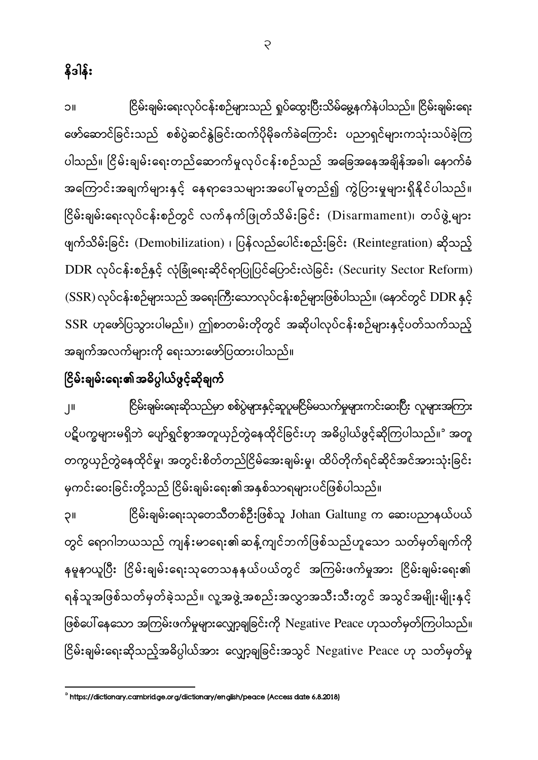## နိဒါန်း

၁။ ငြိမ်းချမ်းရေးလုပ်ငန်းစဉ်များသည် ရှုပ်ထွေးပြီးသိမ်မွေ့နက်နဲပါသည်။ ငြိမ်းချမ်းရေးဖော်ဆောင်ခြင်းသည် စစ်ပွဲဆင်နွှဲခြင်းထက်ပိုမိုခက်ခဲကြောင်း ပညာရှင်များကသုံးသပ်ခဲ့ကြပါသည်။ ငြိမ်းချမ်းရေးတည်ဆောက်မှုလုပ်ငန်းစဉ်သည် အခြေအနေအချိန်အခါ၊ နောက်ခံအကြောင်းအချက်များနှင့် နေရာဒေသများအပေါ်မူတည်၍ ကွဲပြားမှုများရှိနိုင်ပါသည်။ ငြိမ်းချမ်းရေးလုပ်ငန်းစဉ်တွင် လက်နက်ဖြုတ်သိမ်းခြင်း (Disarmament)၊ တပ်ဖွဲ့များဖျက်သိမ်းခြင်း (Demobilization) ၊ ပြန်လည်ပေါင်းစည်းခြင်း (Reintegration) ဆိုသည့် DDR လုပ်ငန်းစဉ်နှင့် လုံခြုံရေးဆိုင်ရာပြုပြင်ပြောင်းလဲခြင်း (Security Sector Reform) (SSR) လုပ်ငန်းစဉ်များသည် အရေးကြီးသောလုပ်ငန်းစဉ်များဖြစ်ပါသည်။ (နောင်တွင် DDR နှင့် SSR ဟုဖော်ပြသွားပါမည်။) ဤစာတမ်းတိုတွင် အဆိုပါလုပ်ငန်းစဉ်များနှင့်ပတ်သက်သည့် အချက်အလက်များကို ရေးသားဖော်ပြထားပါသည်။

## ငြိမ်းချမ်းရေး၏အဓိပ္ပါယ်ဖွင့်ဆိုချက်

၂။ ငြိမ်းချမ်းရေးဆိုသည်မှာ စစ်ပွဲများနှင့်ဆူပူမငြိမ်မသက်မှုများကင်းဆေးပြီး လူများအကြားပဋိပက္ခများမရှိဘဲ ပျော်ရွှင်စွာအတူယှဉ်တွဲနေထိုင်ခြင်းဟု အဓိပ္ပါယ်ဖွင့်ဆိုကြပါသည်။[၁] အတူတကွယှဉ်တွဲနေထိုင်မှု၊ အတွင်းစိတ်တည်ငြိမ်အေးချမ်းမှု၊ ထိပ်တိုက်ရင်ဆိုင်အင်အားသုံးခြင်းမှကင်းဝေးခြင်းတို့သည် ငြိမ်းချမ်းရေး၏အနှစ်သာရများပင်ဖြစ်ပါသည်။

၃။ ငြိမ်းချမ်းရေးသုတေသီတစ်ဦးဖြစ်သူ Johan Galtung က ဆေးပညာနယ်ပယ်တွင် ရောဂါဘယသည် ကျန်းမာရေး၏ဆန့်ကျင်ဘက်ဖြစ်သည်ဟူသော သတ်မှတ်ချက်ကိုနမူနာယူပြီး ငြိမ်းချမ်းရေးသုတေသနနယ်ပယ်တွင် အကြမ်းဖက်မှုအား ငြိမ်းချမ်းရေး၏ရန်သူအဖြစ်သတ်မှတ်ခဲ့သည်။ လူ့အဖွဲ့အစည်းအလွှာအသီးသီးတွင် အသွင်အမျိုးမျိုးနှင့်ဖြစ်ပေါ်နေသော အကြမ်းဖက်မှုများလျှော့ချခြင်းကို Negative Peace ဟုသတ်မှတ်ကြပါသည်။ ငြိမ်းချမ်းရေးဆိုသည့်အဓိပ္ပါယ်အား လျှော့ချခြင်းအသွင် Negative Peace ဟု သတ်မှတ်မှု

---

[၁] https://dictionary.cambridge.org/dictionary/english/peace (Access date 6.8.2018)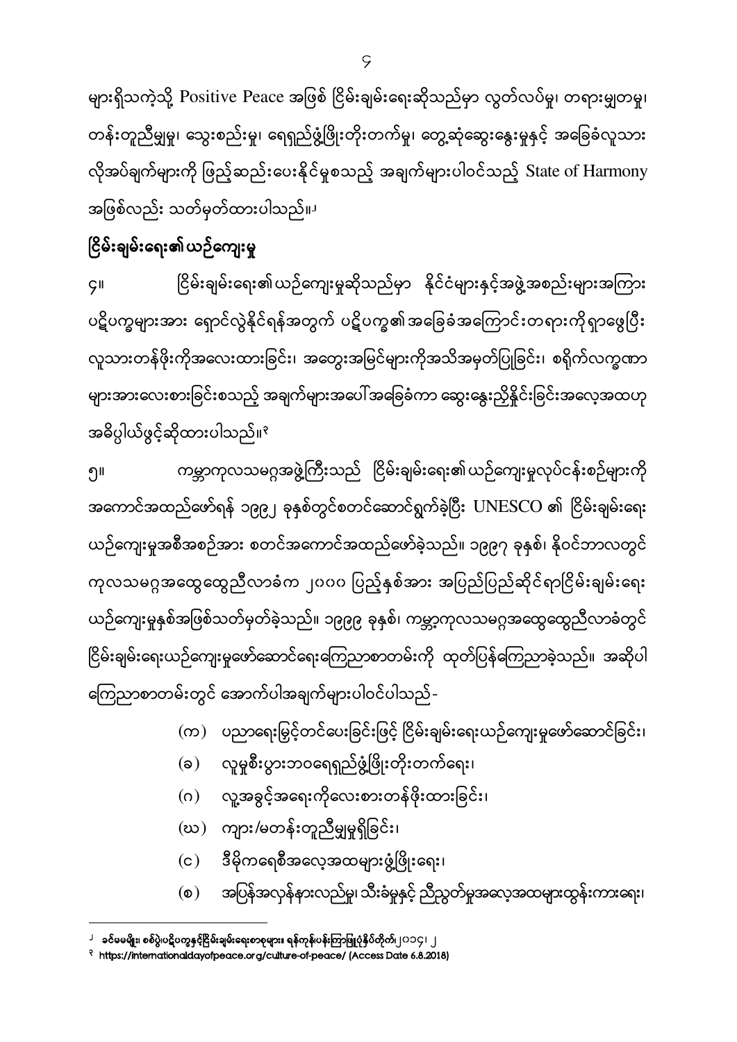များရှိသကဲ့သို့ Positive Peace အဖြစ် ငြိမ်းချမ်းရေးဆိုသည်မှာ လွတ်လပ်မှု၊ တရားမျှတမှု၊ တန်းတူညီမျှမှု၊ သွေးစည်းမှု၊ ရေရှည်ဖွံ့ဖြိုးတိုးတက်မှု၊ တွေ့ဆုံဆွေးနွေးမှုနှင့် အခြေခံလူသား လိုအပ်ချက်များကို ဖြည့်ဆည်းပေးနိုင်မှုစသည့် အချက်များပါဝင်သည့် State of Harmony အဖြစ်လည်း သတ်မှတ်ထားပါသည်။[၂]

## ငြိမ်းချမ်းရေး၏ယဉ်ကျေးမှု

၄။ ငြိမ်းချမ်းရေး၏ယဉ်ကျေးမှုဆိုသည်မှာ နိုင်ငံများနှင့်အဖွဲ့အစည်းများအကြား ပဋိပက္ခများအား ရှောင်လွဲနိုင်ရန်အတွက် ပဋိပက္ခ၏အခြေခံအကြောင်းတရားကိုရှာဖွေပြီး လူသားတန်ဖိုးကိုအလေးထားခြင်း၊ အတွေးအမြင်များကိုအသိအမှတ်ပြုခြင်း၊ စရိုက်လက္ခဏာ များအားလေးစားခြင်းစသည့် အချက်များအပေါ်အခြေခံကာ ဆွေးနွေးညှိနှိုင်းခြင်းအလေ့အထဟု အဓိပ္ပါယ်ဖွင့်ဆိုထားပါသည်။[၃]

၅။ ကမ္ဘာ့ကုလသမဂ္ဂအဖွဲ့ကြီးသည် ငြိမ်းချမ်းရေး၏ယဉ်ကျေးမှုလုပ်ငန်းစဉ်များကို အကောင်အထည်ဖော်ရန် ၁၉၉၂ ခုနှစ်တွင်စတင်ဆောင်ရွက်ခဲ့ပြီး UNESCO ၏ ငြိမ်းချမ်းရေး ယဉ်ကျေးမှုအစီအစဉ်အား စတင်အကောင်အထည်ဖော်ခဲ့သည်။ ၁၉၉၇ ခုနှစ်၊ နိုဝင်ဘာလတွင် ကုလသမဂ္ဂအထွေထွေညီလာခံက ၂၀၀၀ ပြည့်နှစ်အား အပြည်ပြည်ဆိုင်ရာငြိမ်းချမ်းရေး ယဉ်ကျေးမှုနှစ်အဖြစ်သတ်မှတ်ခဲ့သည်။ ၁၉၉၉ ခုနှစ်၊ ကမ္ဘာ့ကုလသမဂ္ဂအထွေထွေညီလာခံတွင် ငြိမ်းချမ်းရေးယဉ်ကျေးမှုဖော်ဆောင်ရေးကြေညာစာတမ်းကို ထုတ်ပြန်ကြေညာခဲ့သည်။ အဆိုပါ ကြေညာစာတမ်းတွင် အောက်ပါအချက်များပါဝင်ပါသည်-

(က) ပညာရေးမြှင့်တင်ပေးခြင်းဖြင့် ငြိမ်းချမ်းရေးယဉ်ကျေးမှုဖော်ဆောင်ခြင်း၊

(ခ) လူမှုစီးပွားဘဝရေရှည်ဖွံ့ဖြိုးတိုးတက်ရေး၊

(ဂ) လူ့အခွင့်အရေးကိုလေးစားတန်ဖိုးထားခြင်း၊

(ဃ) ကျား/မတန်းတူညီမျှမှုရှိခြင်း၊

(င) ဒီမိုကရေစီအလေ့အထများဖွံ့ဖြိုးရေး၊

(စ) အပြန်အလှန်နားလည်မှု၊ သီးခံမှုနှင့် ညီညွတ်မှုအလေ့အထများထွန်းကားရေး၊

---

[၂] ခင်မမမျိုး၊ စစ်ပွဲ၊ပဋိပက္ခနှင့်ငြိမ်းချမ်းရေးစာစုများ၊ ရန်ကုန်၊ပန်းကြာပြုံးနှိပ်တိုက်၊၂၀၁၄၊ ၂

[၃] https://internationaldayofpeace.org/culture-of-peace/ (Access Date 6.8.2018)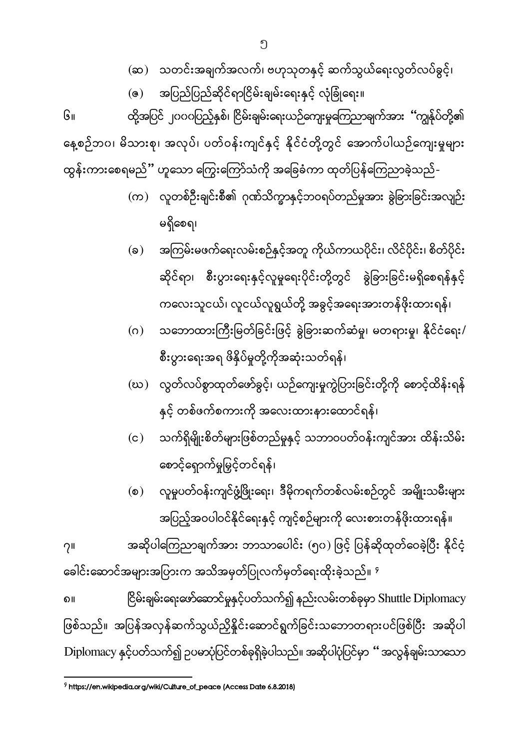(ဆ) သတင်းအချက်အလက်၊ ဗဟုသုတနှင့် ဆက်သွယ်ရေးလွတ်လပ်ခွင့်၊

(ဇ) အပြည်ပြည်ဆိုင်ရာငြိမ်းချမ်းရေးနှင့် လုံခြုံရေး။

၆။ ထို့အပြင် ၂၀၀၀ပြည့်နှစ်၊ ငြိမ်းချမ်းရေးယဉ်ကျေးမှုကြေညာချက်အား "ကျွန်ုပ်တို့၏ နေ့စဉ်ဘဝ၊ မိသားစု၊ အလုပ်၊ ပတ်ဝန်းကျင်နှင့် နိုင်ငံတို့တွင် အောက်ပါယဉ်ကျေးမှုများ ထွန်းကားစေရမည်" ဟူသော ကြွေးကြော်သံကို အခြေခံကာ ထုတ်ပြန်ကြေညာခဲ့သည်-

(က) လူတစ်ဦးချင်းစီ၏ ဂုဏ်သိက္ခာနှင့်ဘဝရပ်တည်မှုအား ခွဲခြားခြင်းအလျဉ်း မရှိစေရ၊

(ခ) အကြမ်းမဖက်ရေးလမ်းစဉ်နှင့်အတူ ကိုယ်ကာယပိုင်း၊ လိင်ပိုင်း၊ စိတ်ပိုင်း ဆိုင်ရာ၊ စီးပွားရေးနှင့်လူမှုရေးပိုင်းတို့တွင် ခွဲခြားခြင်းမရှိစေရန်နှင့် ကလေးသူငယ်၊ လူငယ်လူရွယ်တို့ အခွင့်အရေးအားတန်ဖိုးထားရန်၊

(ဂ) သဘောထားကြီးမြတ်ခြင်းဖြင့် ခွဲခြားဆက်ဆံမှု၊ မတရားမှု၊ နိုင်ငံရေး/ စီးပွားရေးအရ ဖိနှိပ်မှုတို့ကိုအဆုံးသတ်ရန်၊

(ဃ) လွတ်လပ်စွာထုတ်ဖော်ခွင့်၊ ယဉ်ကျေးမှုကွဲပြားခြင်းတို့ကို စောင့်ထိန်းရန် နှင့် တစ်ဖက်စကားကို အလေးထားနားထောင်ရန်၊

(င) သက်ရှိမျိုးစိတ်များဖြစ်တည်မှုနှင့် သဘာဝပတ်ဝန်းကျင်အား ထိန်းသိမ်း စောင့်ရှောက်မှုမြှင့်တင်ရန်၊

(စ) လူမှုပတ်ဝန်းကျင်ဖွံ့ဖြိုးရေး၊ ဒီမိုကရက်တစ်လမ်းစဉ်တွင် အမျိုးသမီးများ အပြည့်အဝပါဝင်နိုင်ရေးနှင့် ကျင့်စဉ်များကို လေးစားတန်ဖိုးထားရန်။

၇။ အဆိုပါကြေညာချက်အား ဘာသာပေါင်း (၅၀) ဖြင့် ပြန်ဆိုထုတ်ဝေခဲ့ပြီး နိုင်ငံ့ ခေါင်းဆောင်အများအပြားက အသိအမှတ်ပြုလက်မှတ်ရေးထိုးခဲ့သည်။[9]

၈။ ငြိမ်းချမ်းရေးဖော်ဆောင်မှုနှင့်ပတ်သက်၍ နည်းလမ်းတစ်ခုမှာ Shuttle Diplomacy ဖြစ်သည်။ အပြန်အလှန်ဆက်သွယ်ညှိနှိုင်းဆောင်ရွက်ခြင်းသဘောတရားပင်ဖြစ်ပြီး အဆိုပါ Diplomacy နှင့်ပတ်သက်၍ ဥပမာပုံပြင်တစ်ခုရှိခဲ့ပါသည်။ အဆိုပါပုံပြင်မှာ "အလွန်ချမ်းသာသော

---

[9] https://en.wikipedia.org/wiki/Culture_of_peace (Access Date 6.8.2018)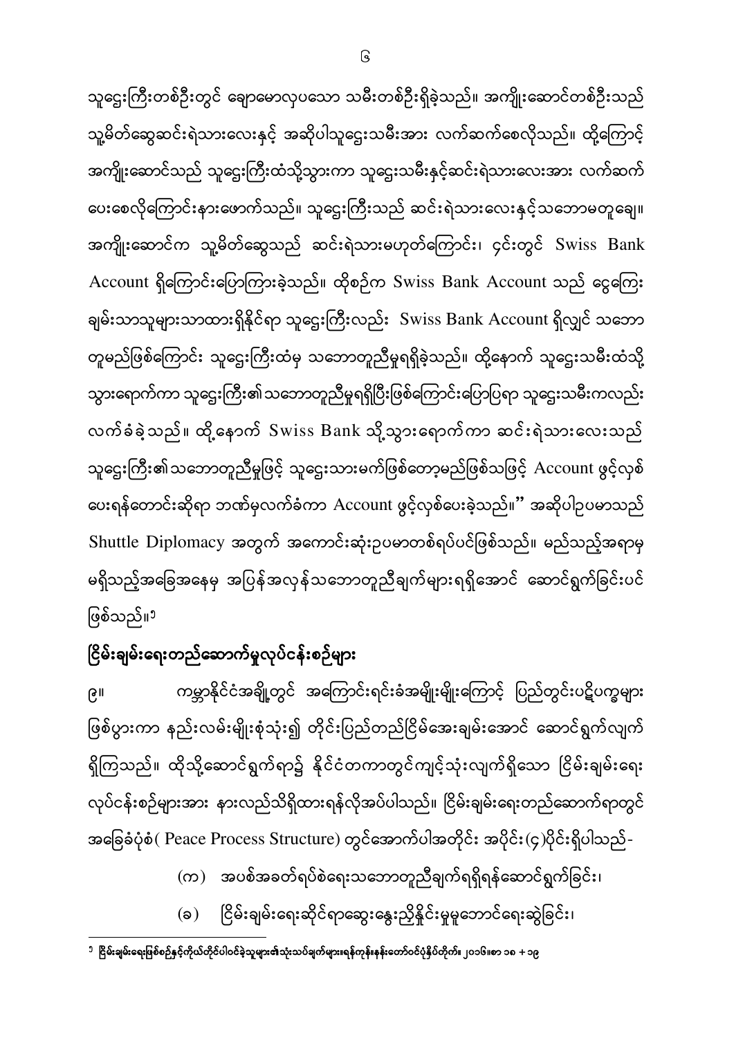သူဌေးကြီးတစ်ဦးတွင် ချောမောလှပသော သမီးတစ်ဦးရှိခဲ့သည်။ အကျိုးဆောင်တစ်ဦးသည် သူ့မိတ်ဆွေဆင်းရဲသားလေးနှင့် အဆိုပါသူဌေးသမီးအား လက်ဆက်စေလိုသည်။ ထို့ကြောင့် အကျိုးဆောင်သည် သူဌေးကြီးထံသို့သွားကာ သူဌေးသမီးနှင့်ဆင်းရဲသားလေးအား လက်ဆက်ပေးစေလိုကြောင်းနားဖောက်သည်။ သူဌေးကြီးသည် ဆင်းရဲသားလေးနှင့်သဘောမတူချေ။ အကျိုးဆောင်က သူ့မိတ်ဆွေသည် ဆင်းရဲသားမဟုတ်ကြောင်း၊ ၄င်းတွင် Swiss Bank Account ရှိကြောင်းပြောကြားခဲ့သည်။ ထိုစဉ်က Swiss Bank Account သည် ငွေကြေးချမ်းသာသူများသာထားရှိနိုင်ရာ သူဌေးကြီးလည်း Swiss Bank Account ရှိလျှင် သဘောတူမည်ဖြစ်ကြောင်း သူဌေးကြီးထံမှ သဘောတူညီမှုရရှိခဲ့သည်။ ထို့နောက် သူဌေးသမီးထံသို့သွားရောက်ကာ သူဌေးကြီး၏သဘောတူညီမှုရရှိပြီးဖြစ်ကြောင်းပြောပြရာ သူဌေးသမီးကလည်းလက်ခံခဲ့သည်။ ထို့နောက် Swiss Bank သို့သွားရောက်ကာ ဆင်းရဲသားလေးသည် သူဌေးကြီး၏သဘောတူညီမှုဖြင့် သူဌေးသားမက်ဖြစ်တော့မည်ဖြစ်သဖြင့် Account ဖွင့်လှစ်ပေးရန်တောင်းဆိုရာ ဘဏ်မှလက်ခံကာ Account ဖွင့်လှစ်ပေးခဲ့သည်။" အဆိုပါဥပမာသည် Shuttle Diplomacy အတွက် အကောင်းဆုံးဥပမာတစ်ရပ်ပင်ဖြစ်သည်။ မည်သည့်အရာမှမရှိသည့်အခြေအနေမှ အပြန်အလှန်သဘောတူညီချက်များရရှိအောင် ဆောင်ရွက်ခြင်းပင်ဖြစ်သည်။[၁]

## ငြိမ်းချမ်းရေးတည်ဆောက်မှုလုပ်ငန်းစဉ်များ

၉။ ကမ္ဘာနိုင်ငံအချို့တွင် အကြောင်းရင်းခံအမျိုးမျိုးကြောင့် ပြည်တွင်းပဋိပက္ခများဖြစ်ပွားကာ နည်းလမ်းမျိုးစုံသုံး၍ တိုင်းပြည်တည်ငြိမ်အေးချမ်းအောင် ဆောင်ရွက်လျက်ရှိကြသည်။ ထိုသို့ဆောင်ရွက်ရာ၌ နိုင်ငံတကာတွင်ကျင့်သုံးလျက်ရှိသော ငြိမ်းချမ်းရေးလုပ်ငန်းစဉ်များအား နားလည်သိရှိထားရန်လိုအပ်ပါသည်။ ငြိမ်းချမ်းရေးတည်ဆောက်ရာတွင် အခြေခံပုံစံ( Peace Process Structure) တွင်အောက်ပါအတိုင်း အပိုင်း(၄)ပိုင်းရှိပါသည်-

(က) အပစ်အခတ်ရပ်စဲရေးသဘောတူညီချက်ရရှိရန်ဆောင်ရွက်ခြင်း၊

(ခ) ငြိမ်းချမ်းရေးဆိုင်ရာဆွေးနွေးညှိနှိုင်းမှုမူဘောင်ရေးဆွဲခြင်း၊

---

[၁] ငြိမ်းချမ်းရေးဖြစ်စဉ်နှင့်ကိုယ်တိုင်ပါဝင်ခဲ့သူများ၏သုံးသပ်ချက်များ၊ရန်ကုန်၊နန်းတော်ဝင်ပုံနှိပ်တိုက်။ ၂၀၁၆။ စာ ၁၈ + ၁၉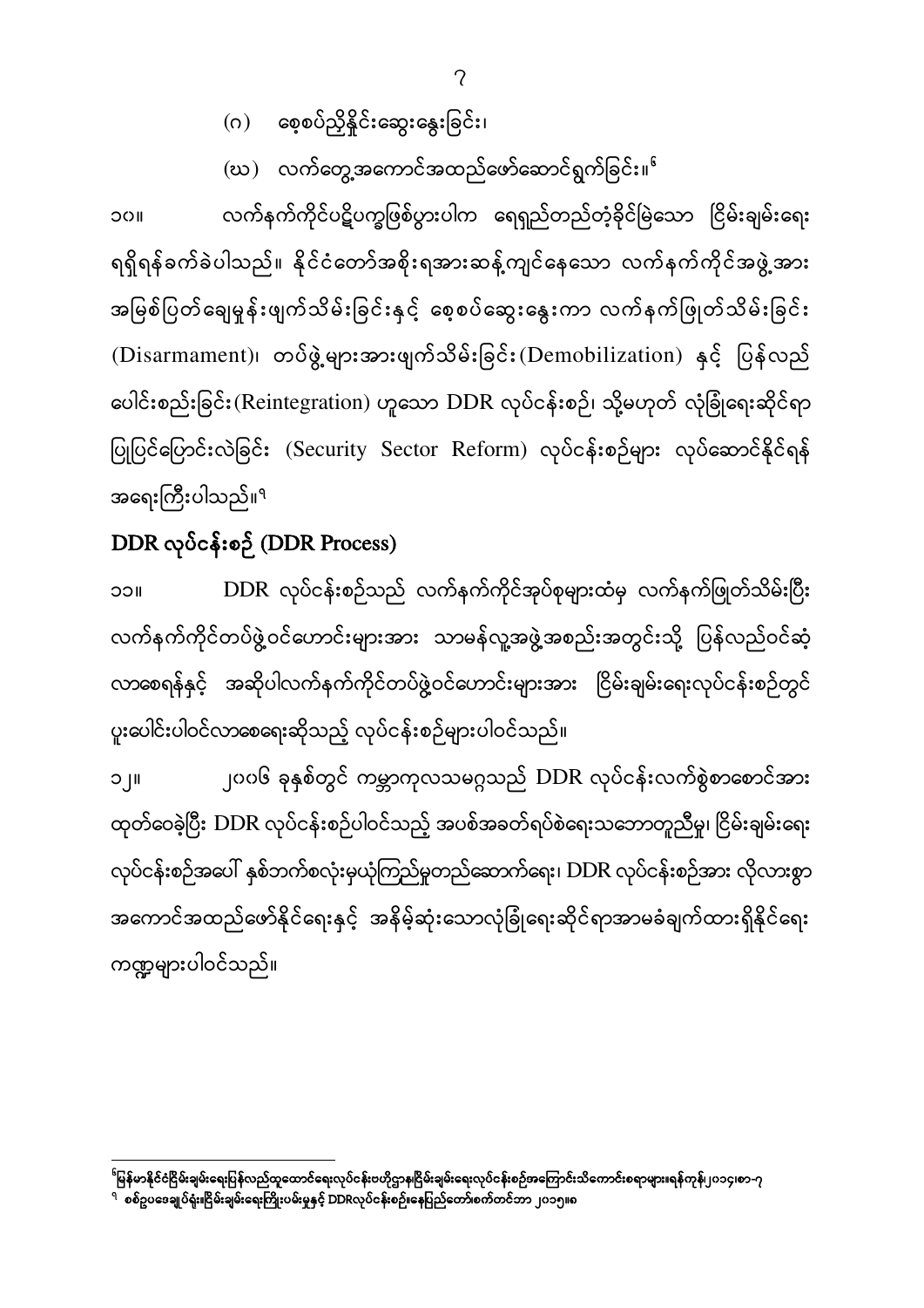(ဂ) စေ့စပ်ညှိနှိုင်းဆွေးနွေးခြင်း၊

(ဃ) လက်တွေ့အကောင်အထည်ဖော်ဆောင်ရွက်ခြင်း။[၆]

၁၀။ လက်နက်ကိုင်ပဋိပက္ခဖြစ်ပွားပါက ရေရှည်တည်တံ့ခိုင်မြဲသော ငြိမ်းချမ်းရေး ရရှိရန်ခက်ခဲပါသည်။ နိုင်ငံတော်အစိုးရအားဆန့်ကျင်နေသော လက်နက်ကိုင်အဖွဲ့အား အမြစ်ပြတ်ချေမှုန်းဖျက်သိမ်းခြင်းနှင့် စေ့စပ်ဆွေးနွေးကာ လက်နက်ဖြုတ်သိမ်းခြင်း (Disarmament)၊ တပ်ဖွဲ့များအားဖျက်သိမ်းခြင်း (Demobilization) နှင့် ပြန်လည် ပေါင်းစည်းခြင်း (Reintegration) ဟူသော DDR လုပ်ငန်းစဉ်၊ သို့မဟုတ် လုံခြုံရေးဆိုင်ရာ ပြုပြင်ပြောင်းလဲခြင်း (Security Sector Reform) လုပ်ငန်းစဉ်များ လုပ်ဆောင်နိုင်ရန် အရေးကြီးပါသည်။[၇]

## DDR လုပ်ငန်းစဉ် (DDR Process)

၁၁။ DDR လုပ်ငန်းစဉ်သည် လက်နက်ကိုင်အုပ်စုများထံမှ လက်နက်ဖြုတ်သိမ်းပြီး လက်နက်ကိုင်တပ်ဖွဲ့ဝင်ဟောင်းများအား သာမန်လူ့အဖွဲ့အစည်းအတွင်းသို့ ပြန်လည်ဝင်ဆံ့ လာစေရန်နှင့် အဆိုပါလက်နက်ကိုင်တပ်ဖွဲ့ဝင်ဟောင်းများအား ငြိမ်းချမ်းရေးလုပ်ငန်းစဉ်တွင် ပူးပေါင်းပါဝင်လာစေရေးဆိုသည့် လုပ်ငန်းစဉ်များပါဝင်သည်။

၁၂။ ၂၀၀၆ ခုနှစ်တွင် ကမ္ဘာ့ကုလသမဂ္ဂသည် DDR လုပ်ငန်းလက်စွဲစာစောင်အား ထုတ်ဝေခဲ့ပြီး DDR လုပ်ငန်းစဉ်ပါဝင်သည့် အပစ်အခတ်ရပ်စဲရေးသဘောတူညီမှု၊ ငြိမ်းချမ်းရေး လုပ်ငန်းစဉ်အပေါ် နှစ်ဘက်စလုံးမှယုံကြည်မှုတည်ဆောက်ရေး၊ DDR လုပ်ငန်းစဉ်အား လိုလားစွာ အကောင်အထည်ဖော်နိုင်ရေးနှင့် အနိမ့်ဆုံးသောလုံခြုံရေးဆိုင်ရာအာမခံချက်ထားရှိနိုင်ရေး ကဏ္ဍများပါဝင်သည်။

---

[၆]မြန်မာနိုင်ငံငြိမ်းချမ်းရေးပြန်လည်ထူထောင်ရေးလုပ်ငန်းဗဟိုဌာန၊ငြိမ်းချမ်းရေးလုပ်ငန်းစဉ်အကြောင်းသိကောင်းစရာများ၊ရန်ကုန်၊၂၀၁၄၊စာ-၇

[၇] စစ်ဥပဒေချုပ်ရုံး၊ငြိမ်းချမ်းရေးကြိုးပမ်းမှုနှင့် DDRလုပ်ငန်းစဉ်၊နေပြည်တော်၊စက်တင်ဘာ ၂၀၁၅။ စ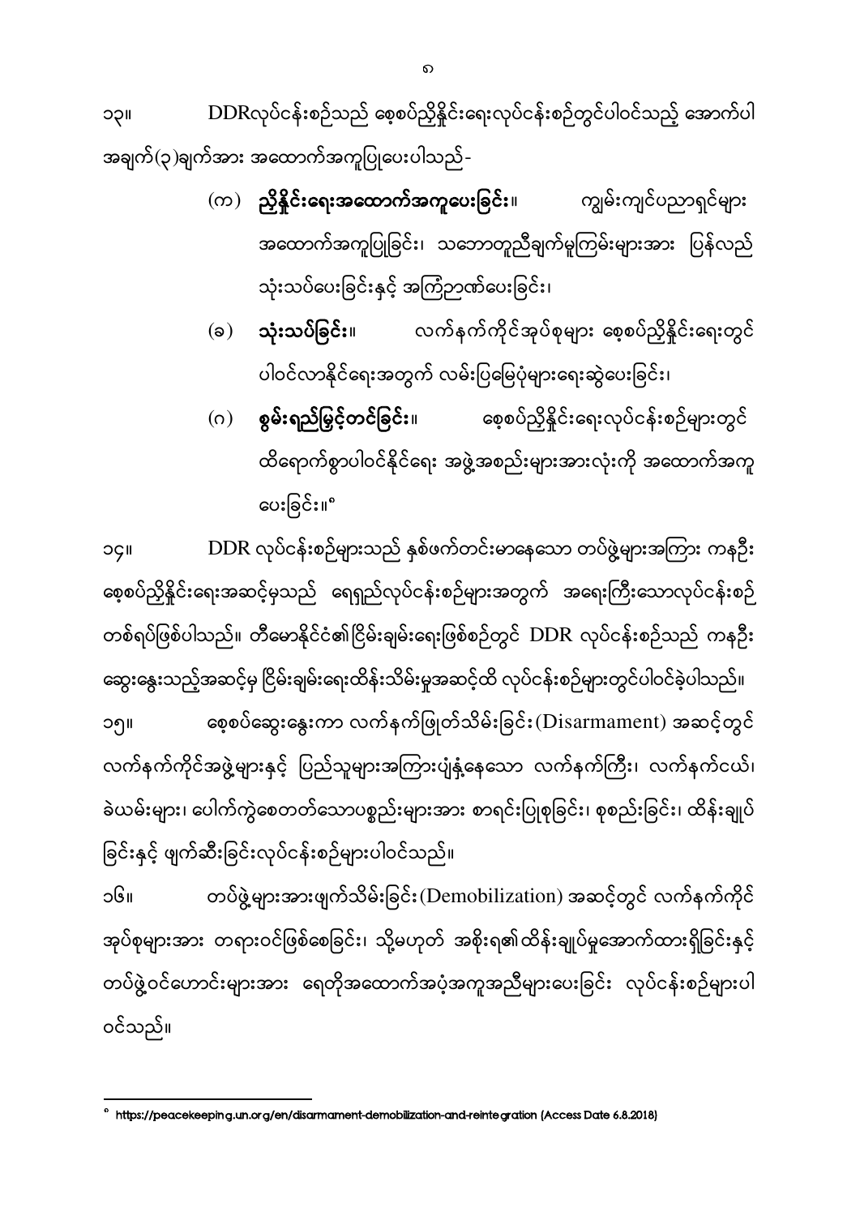၁၃။ DDRလုပ်ငန်းစဉ်သည် စေ့စပ်ညှိနှိုင်းရေးလုပ်ငန်းစဉ်တွင်ပါဝင်သည့် အောက်ပါ အချက်(၃)ချက်အား အထောက်အကူပြုပေးပါသည်-

(က) **ညှိနှိုင်းရေးအထောက်အကူပေးခြင်း**။ ကျွမ်းကျင်ပညာရှင်များ အထောက်အကူပြုခြင်း၊ သဘောတူညီချက်မူကြမ်းများအား ပြန်လည် သုံးသပ်ပေးခြင်းနှင့် အကြံဉာဏ်ပေးခြင်း၊

(ခ) **သုံးသပ်ခြင်း**။ လက်နက်ကိုင်အုပ်စုများ စေ့စပ်ညှိနှိုင်းရေးတွင် ပါဝင်လာနိုင်ရေးအတွက် လမ်းပြမြေပုံများရေးဆွဲပေးခြင်း၊

(ဂ) **စွမ်းရည်မြှင့်တင်ခြင်း**။ စေ့စပ်ညှိနှိုင်းရေးလုပ်ငန်းစဉ်များတွင် ထိရောက်စွာပါဝင်နိုင်ရေး အဖွဲ့အစည်းများအားလုံးကို အထောက်အကူ ပေးခြင်း။[၈]

၁၄။ DDR လုပ်ငန်းစဉ်များသည် နှစ်ဖက်တင်းမာနေသော တပ်ဖွဲ့များအကြား ကနဦး စေ့စပ်ညှိနှိုင်းရေးအဆင့်မှသည် ရေရှည်လုပ်ငန်းစဉ်များအတွက် အရေးကြီးသောလုပ်ငန်းစဉ် တစ်ရပ်ဖြစ်ပါသည်။ တီမောနိုင်ငံ၏ငြိမ်းချမ်းရေးဖြစ်စဉ်တွင် DDR လုပ်ငန်းစဉ်သည် ကနဦး ဆွေးနွေးသည့်အဆင့်မှ ငြိမ်းချမ်းရေးထိန်းသိမ်းမှုအဆင့်ထိ လုပ်ငန်းစဉ်များတွင်ပါဝင်ခဲ့ပါသည်။

၁၅။ စေ့စပ်ဆွေးနွေးကာ လက်နက်ဖြုတ်သိမ်းခြင်း(Disarmament) အဆင့်တွင် လက်နက်ကိုင်အဖွဲ့များနှင့် ပြည်သူများအကြားပျံ့နှံ့နေသော လက်နက်ကြီး၊ လက်နက်ငယ်၊ ခဲယမ်းများ၊ ပေါက်ကွဲစေတတ်သောပစ္စည်းများအား စာရင်းပြုစုခြင်း၊ စုစည်းခြင်း၊ ထိန်းချုပ် ခြင်းနှင့် ဖျက်ဆီးခြင်းလုပ်ငန်းစဉ်များပါဝင်သည်။

၁၆။ တပ်ဖွဲ့များအားဖျက်သိမ်းခြင်း(Demobilization) အဆင့်တွင် လက်နက်ကိုင် အုပ်စုများအား တရားဝင်ဖြစ်စေခြင်း၊ သို့မဟုတ် အစိုးရ၏ထိန်းချုပ်မှုအောက်ထားရှိခြင်းနှင့် တပ်ဖွဲ့ဝင်ဟောင်းများအား ရေတိုအထောက်အပံ့အကူအညီများပေးခြင်း လုပ်ငန်းစဉ်များပါ ဝင်သည်။

---

[၈] https://peacekeeping.un.org/en/disarmament-demobilization-and-reintegration (Access Date 6.8.2018)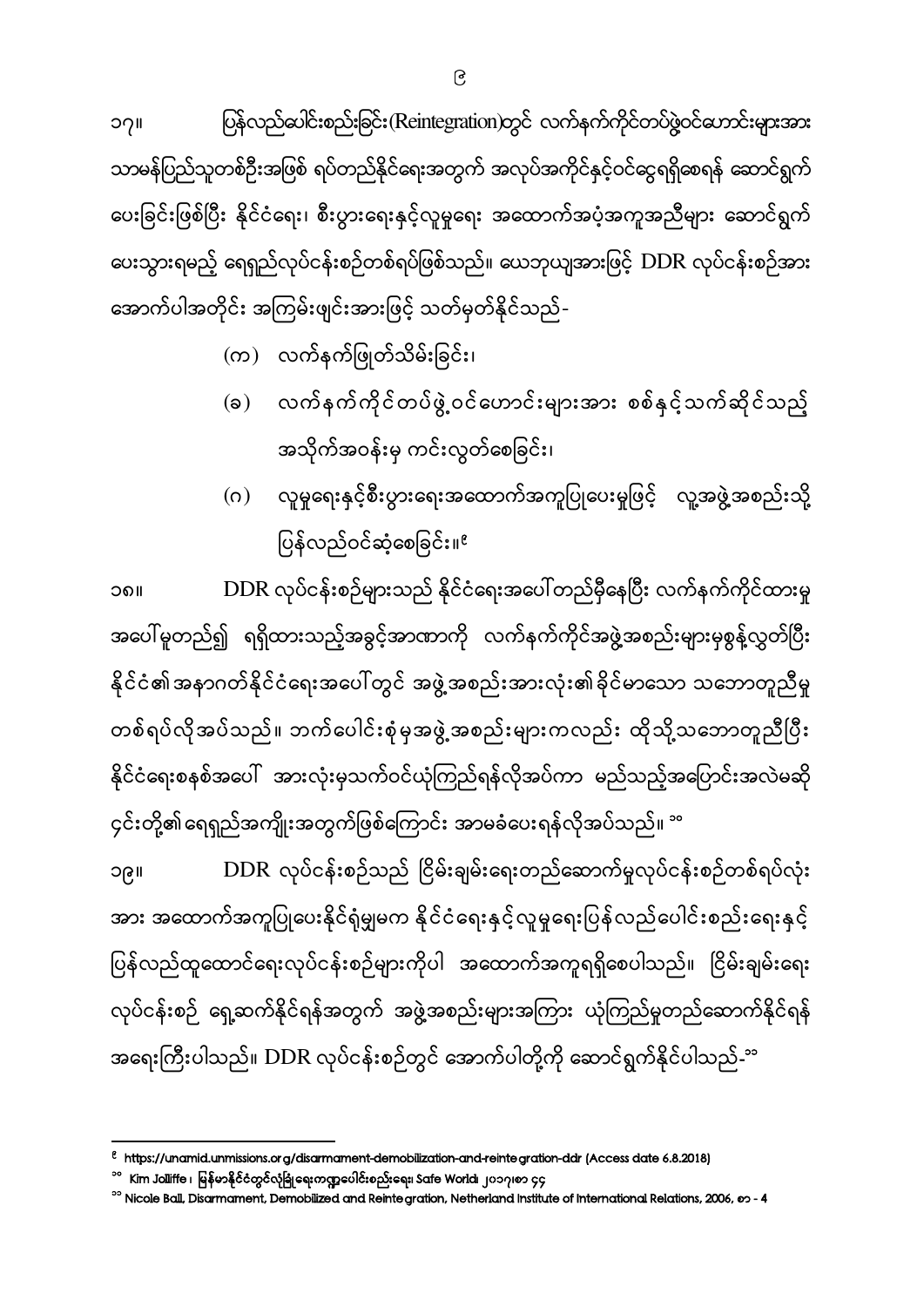၁၇။ ပြန်လည်ပေါင်းစည်းခြင်း(Reintegration)တွင် လက်နက်ကိုင်တပ်ဖွဲ့ဝင်ဟောင်းများအား သာမန်ပြည်သူတစ်ဦးအဖြစ် ရပ်တည်နိုင်ရေးအတွက် အလုပ်အကိုင်နှင့်ဝင်ငွေရရှိစေရန် ဆောင်ရွက်ပေးခြင်းဖြစ်ပြီး နိုင်ငံရေး၊ စီးပွားရေးနှင့်လူမှုရေး အထောက်အပံ့အကူအညီများ ဆောင်ရွက်ပေးသွားရမည့် ရေရှည်လုပ်ငန်းစဉ်တစ်ရပ်ဖြစ်သည်။ ယေဘုယျအားဖြင့် DDR လုပ်ငန်းစဉ်အား အောက်ပါအတိုင်း အကြမ်းဖျင်းအားဖြင့် သတ်မှတ်နိုင်သည်-

(က) လက်နက်ဖြုတ်သိမ်းခြင်း၊

(ခ) လက်နက်ကိုင်တပ်ဖွဲ့ဝင်ဟောင်းများအား စစ်နှင့်သက်ဆိုင်သည့် အသိုက်အဝန်းမှ ကင်းလွတ်စေခြင်း၊

(ဂ) လူမှုရေးနှင့်စီးပွားရေးအထောက်အကူပြုပေးမှုဖြင့် လူ့အဖွဲ့အစည်းသို့ ပြန်လည်ဝင်ဆံ့စေခြင်း။[၉]

၁၈။ DDR လုပ်ငန်းစဉ်များသည် နိုင်ငံရေးအပေါ်တည်မှီနေပြီး လက်နက်ကိုင်ထားမှုအပေါ်မူတည်၍ ရရှိထားသည့်အခွင့်အာဏာကို လက်နက်ကိုင်အဖွဲ့အစည်းများမှစွန့်လွှတ်ပြီး နိုင်ငံ၏အနာဂတ်နိုင်ငံရေးအပေါ်တွင် အဖွဲ့အစည်းအားလုံး၏ခိုင်မာသော သဘောတူညီမှုတစ်ရပ်လိုအပ်သည်။ ဘက်ပေါင်းစုံမှအဖွဲ့အစည်းများကလည်း ထိုသို့သဘောတူညီပြီး နိုင်ငံရေးစနစ်အပေါ် အားလုံးမှသက်ဝင်ယုံကြည်ရန်လိုအပ်ကာ မည်သည့်အပြောင်းအလဲမဆို ၎င်းတို့၏ရေရှည်အကျိုးအတွက်ဖြစ်ကြောင်း အာမခံပေးရန်လိုအပ်သည်။ [၁၀]

၁၉။ DDR လုပ်ငန်းစဉ်သည် ငြိမ်းချမ်းရေးတည်ဆောက်မှုလုပ်ငန်းစဉ်တစ်ရပ်လုံးအား အထောက်အကူပြုပေးနိုင်ရုံမျှမက နိုင်ငံရေးနှင့်လူမှုရေးပြန်လည်ပေါင်းစည်းရေးနှင့် ပြန်လည်ထူထောင်ရေးလုပ်ငန်းစဉ်များကိုပါ အထောက်အကူရရှိစေပါသည်။ ငြိမ်းချမ်းရေးလုပ်ငန်းစဉ် ရှေ့ဆက်နိုင်ရန်အတွက် အဖွဲ့အစည်းများအကြား ယုံကြည်မှုတည်ဆောက်နိုင်ရန် အရေးကြီးပါသည်။ DDR လုပ်ငန်းစဉ်တွင် အောက်ပါတို့ကို ဆောင်ရွက်နိုင်ပါသည်-[၁၁]

---

[၉] https://unamid.unmissions.org/disarmament-demobilization-and-reintegration-ddr (Access date 6.8.2018)

[၁၀] Kim Jolliffe ၊ မြန်မာနိုင်ငံတွင်လုံခြုံရေးကဏ္ဍပေါင်းစည်းရေး၊ Safe World၊ ၂၀၁၇၊ စာ ၄၄

[၁၁] Nicole Ball, Disarmament, Demobilized and Reintegration, Netherland Institute of International Relations, 2006, စာ - 4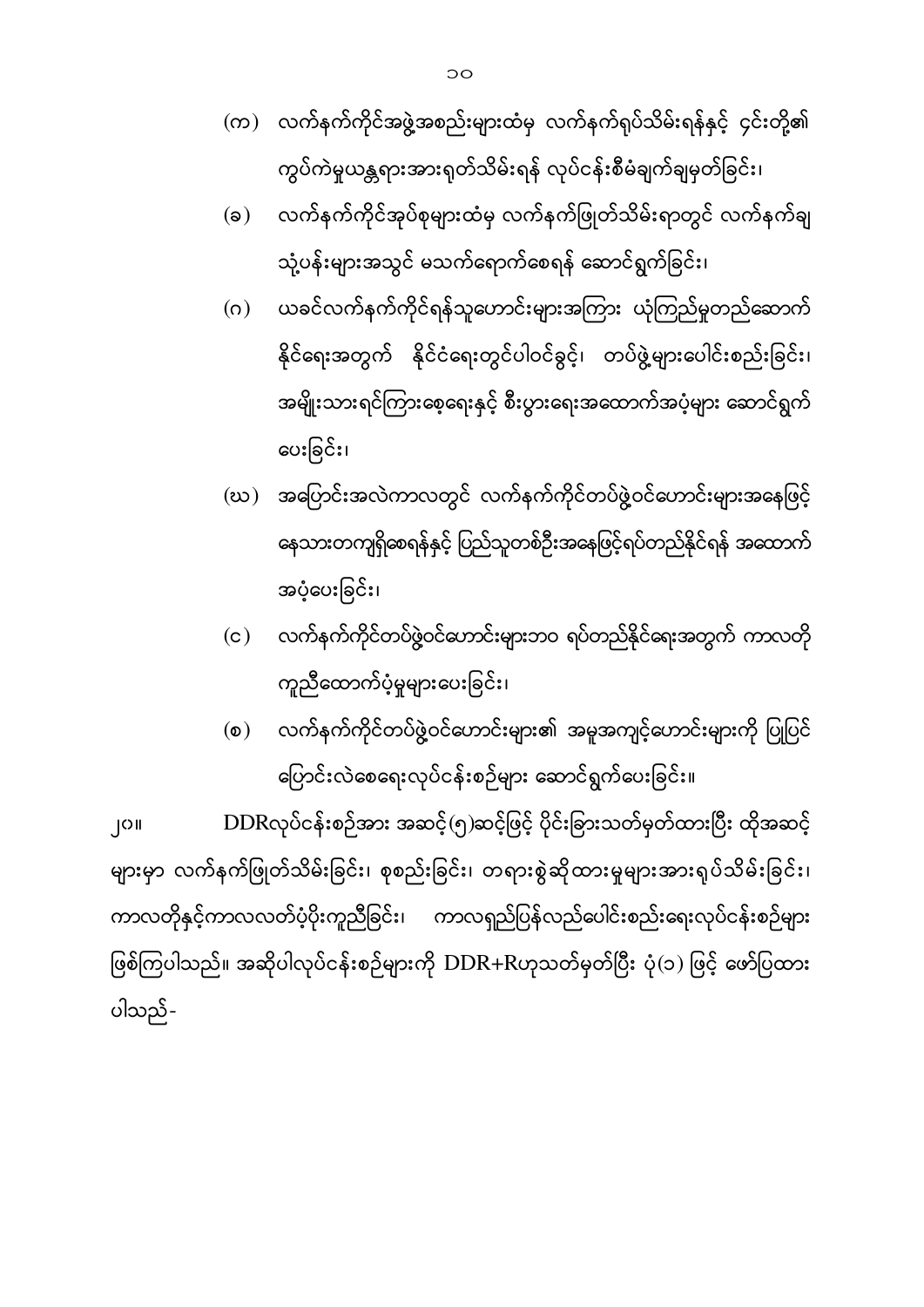(က) လက်နက်ကိုင်အဖွဲ့အစည်းများထံမှ လက်နက်ရုပ်သိမ်းရန်နှင့် ၎င်းတို့၏ ကွပ်ကဲမှုယန္တရားအားရုတ်သိမ်းရန် လုပ်ငန်းစီမံချက်ချမှတ်ခြင်း၊

(ခ) လက်နက်ကိုင်အုပ်စုများထံမှ လက်နက်ဖြုတ်သိမ်းရာတွင် လက်နက်ချ သုံ့ပန်းများအသွင် မသက်ရောက်စေရန် ဆောင်ရွက်ခြင်း၊

(ဂ) ယခင်လက်နက်ကိုင်ရန်သူဟောင်းများအကြား ယုံကြည်မှုတည်ဆောက် နိုင်ရေးအတွက် နိုင်ငံရေးတွင်ပါဝင်ခွင့်၊ တပ်ဖွဲ့များပေါင်းစည်းခြင်း၊ အမျိုးသားရင်ကြားစေ့ရေးနှင့် စီးပွားရေးအထောက်အပံ့များ ဆောင်ရွက် ပေးခြင်း၊

(ဃ) အပြောင်းအလဲကာလတွင် လက်နက်ကိုင်တပ်ဖွဲ့ဝင်ဟောင်းများအနေဖြင့် နေသားတကျရှိစေရန်နှင့် ပြည်သူတစ်ဦးအနေဖြင့်ရပ်တည်နိုင်ရန် အထောက် အပံ့ပေးခြင်း၊

(င) လက်နက်ကိုင်တပ်ဖွဲ့ဝင်ဟောင်းများဘဝ ရပ်တည်နိုင်ရေးအတွက် ကာလတို ကူညီထောက်ပံ့မှုများပေးခြင်း၊

(စ) လက်နက်ကိုင်တပ်ဖွဲ့ဝင်ဟောင်းများ၏ အမူအကျင့်ဟောင်းများကို ပြုပြင် ပြောင်းလဲစေရေးလုပ်ငန်းစဉ်များ ဆောင်ရွက်ပေးခြင်း။

၂၀။ DDRလုပ်ငန်းစဉ်အား အဆင့်(၅)ဆင့်ဖြင့် ပိုင်းခြားသတ်မှတ်ထားပြီး ထိုအဆင့် များမှာ လက်နက်ဖြုတ်သိမ်းခြင်း၊ စုစည်းခြင်း၊ တရားစွဲဆိုထားမှုများအားရုပ်သိမ်းခြင်း၊ ကာလတိုနှင့်ကာလလတ်ပံ့ပိုးကူညီခြင်း၊ ကာလရှည်ပြန်လည်ပေါင်းစည်းရေးလုပ်ငန်းစဉ်များ ဖြစ်ကြပါသည်။ အဆိုပါလုပ်ငန်းစဉ်များကို DDR+Rဟုသတ်မှတ်ပြီး ပုံ(၁) ဖြင့် ဖော်ပြထား ပါသည်-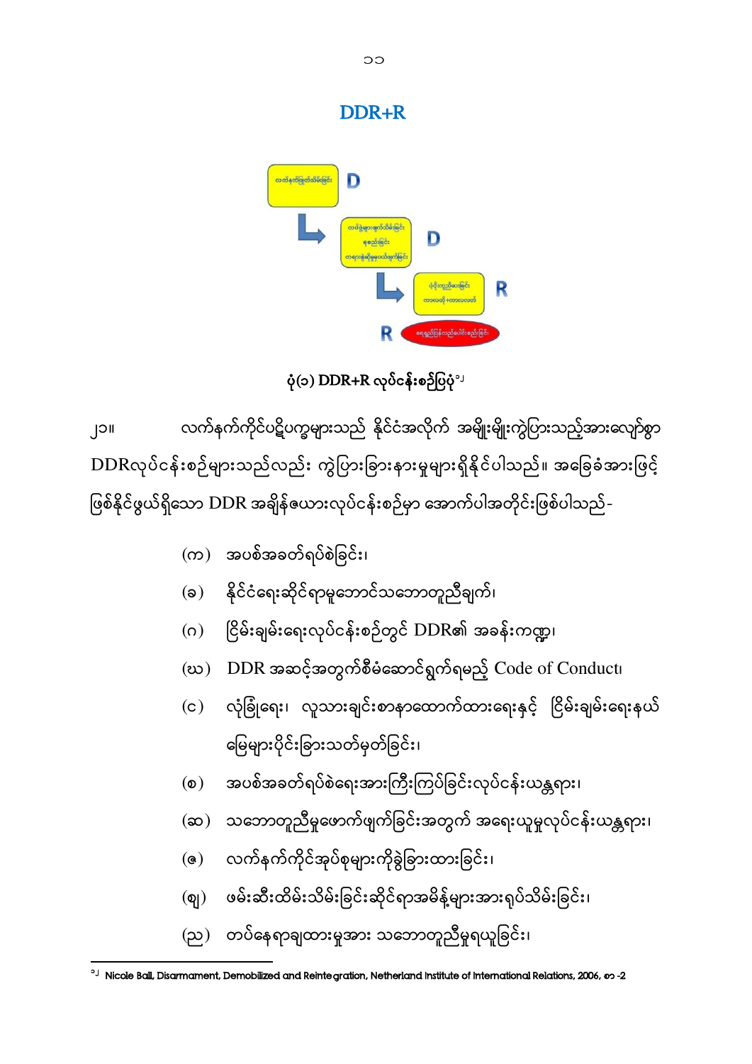## DDR+R

ပုံ(၁) DDR+R လုပ်ငန်းစဉ်ပြပုံ[၁၂]

၂၁။ လက်နက်ကိုင်ပဋိပက္ခများသည် နိုင်ငံအလိုက် အမျိုးမျိုးကွဲပြားသည့်အားလျော်စွာ DDRလုပ်ငန်းစဉ်များသည်လည်း ကွဲပြားခြားနားမှုများရှိနိုင်ပါသည်။ အခြေခံအားဖြင့် ဖြစ်နိုင်ဖွယ်ရှိသော DDR အချိန်ဇယားလုပ်ငန်းစဉ်မှာ အောက်ပါအတိုင်းဖြစ်ပါသည်-

(က) အပစ်အခတ်ရပ်စဲခြင်း၊

(ခ) နိုင်ငံရေးဆိုင်ရာမူဘောင်သဘောတူညီချက်၊

(ဂ) ငြိမ်းချမ်းရေးလုပ်ငန်းစဉ်တွင် DDR၏ အခန်းကဏ္ဍ၊

(ဃ) DDR အဆင့်အတွက်စီမံဆောင်ရွက်ရမည့် Code of Conduct၊

(င) လုံခြုံရေး၊ လူသားချင်းစာနာထောက်ထားရေးနှင့် ငြိမ်းချမ်းရေးနယ်မြေများပိုင်းခြားသတ်မှတ်ခြင်း၊

(စ) အပစ်အခတ်ရပ်စဲရေးအားကြီးကြပ်ခြင်းလုပ်ငန်းယန္တရား၊

(ဆ) သဘောတူညီမှုဖောက်ဖျက်ခြင်းအတွက် အရေးယူမှုလုပ်ငန်းယန္တရား၊

(ဇ) လက်နက်ကိုင်အုပ်စုများကိုခွဲခြားထားခြင်း၊

(ဈ) ဖမ်းဆီးထိမ်းသိမ်းခြင်းဆိုင်ရာအမိန့်များအားရုပ်သိမ်းခြင်း၊

(ည) တပ်နေရာချထားမှုအား သဘောတူညီမှုရယူခြင်း၊

---

[၁၂] Nicole Ball, Disarmament, Demobilized and Reintegration, Netherland Institute of International Relations, 2006, စာ -2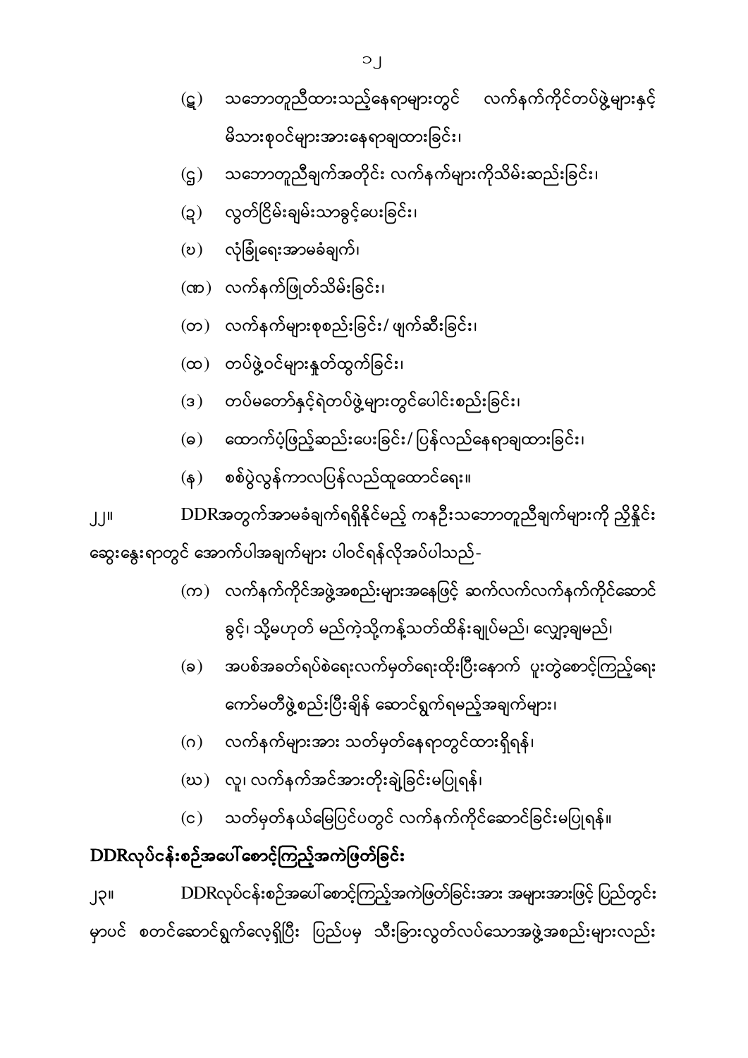(ဋ) သဘောတူညီထားသည့်နေရာများတွင် လက်နက်ကိုင်တပ်ဖွဲ့များနှင့် မိသားစုဝင်များအားနေရာချထားခြင်း၊

(ဌ) သဘောတူညီချက်အတိုင်း လက်နက်များကိုသိမ်းဆည်းခြင်း၊

(ဍ) လွတ်ငြိမ်းချမ်းသာခွင့်ပေးခြင်း၊

(ဎ) လုံခြုံရေးအာမခံချက်၊

(ဏ) လက်နက်ဖြုတ်သိမ်းခြင်း၊

(တ) လက်နက်များစုစည်းခြင်း/ ဖျက်ဆီးခြင်း၊

(ထ) တပ်ဖွဲ့ဝင်များနုတ်ထွက်ခြင်း၊

(ဒ) တပ်မတော်နှင့်ရဲတပ်ဖွဲ့များတွင်ပေါင်းစည်းခြင်း၊

(ဓ) ထောက်ပံ့ဖြည့်ဆည်းပေးခြင်း/ ပြန်လည်နေရာချထားခြင်း၊

(န) စစ်ပွဲလွန်ကာလပြန်လည်ထူထောင်ရေး။

၂၂။ DDRအတွက်အာမခံချက်ရရှိနိုင်မည့် ကနဦးသဘောတူညီချက်များကို ညှိနှိုင်းဆွေးနွေးရာတွင် အောက်ပါအချက်များ ပါဝင်ရန်လိုအပ်ပါသည်-

(က) လက်နက်ကိုင်အဖွဲ့အစည်းများအနေဖြင့် ဆက်လက်လက်နက်ကိုင်ဆောင်ခွင့်၊ သို့မဟုတ် မည်ကဲ့သို့ကန့်သတ်ထိန်းချုပ်မည်၊ လျှော့ချမည်၊

(ခ) အပစ်အခတ်ရပ်စဲရေးလက်မှတ်ရေးထိုးပြီးနောက် ပူးတွဲစောင့်ကြည့်ရေးကော်မတီဖွဲ့စည်းပြီးချိန် ဆောင်ရွက်ရမည့်အချက်များ၊

(ဂ) လက်နက်များအား သတ်မှတ်နေရာတွင်ထားရှိရန်၊

(ဃ) လူ၊ လက်နက်အင်အားတိုးချဲ့ခြင်းမပြုရန်၊

(င) သတ်မှတ်နယ်မြေပြင်ပတွင် လက်နက်ကိုင်ဆောင်ခြင်းမပြုရန်။

## DDRလုပ်ငန်းစဉ်အပေါ်စောင့်ကြည့်အကဲဖြတ်ခြင်း

၂၃။ DDRလုပ်ငန်းစဉ်အပေါ်စောင့်ကြည့်အကဲဖြတ်ခြင်းအား အများအားဖြင့် ပြည်တွင်းမှာပင် စတင်ဆောင်ရွက်လေ့ရှိပြီး ပြည်ပမှ သီးခြားလွတ်လပ်သောအဖွဲ့အစည်းများလည်း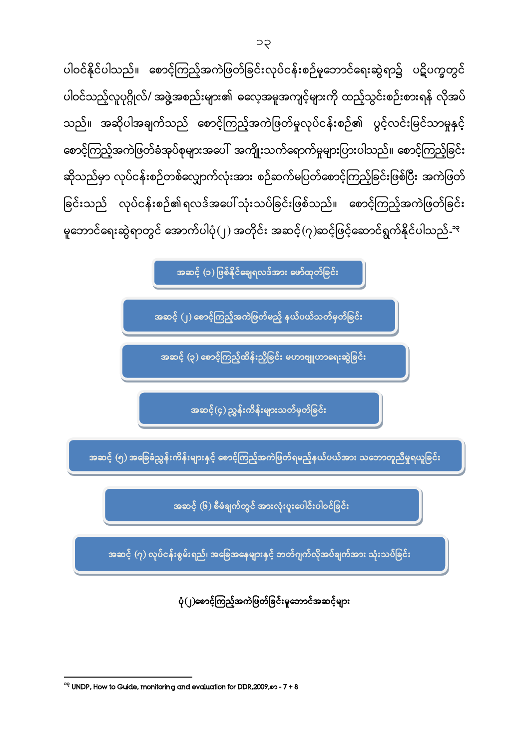ပါဝင်နိုင်ပါသည်။ စောင့်ကြည့်အကဲဖြတ်ခြင်းလုပ်ငန်းစဉ်မူဘောင်ရေးဆွဲရာ၌ ပဋိပက္ခတွင် ပါဝင်သည့်လူပုဂ္ဂိုလ်/ အဖွဲ့အစည်းများ၏ ဓလေ့အမူအကျင့်များကို ထည့်သွင်းစဉ်းစားရန် လိုအပ်သည်။ အဆိုပါအချက်သည် စောင့်ကြည့်အကဲဖြတ်မှုလုပ်ငန်းစဉ်၏ ပွင့်လင်းမြင်သာမှုနှင့် စောင့်ကြည့်အကဲဖြတ်ခံအုပ်စုများအပေါ် အကျိုးသက်ရောက်မှုများပြားပါသည်။ စောင့်ကြည့်ခြင်းဆိုသည်မှာ လုပ်ငန်းစဉ်တစ်လျှောက်လုံးအား စဉ်ဆက်မပြတ်စောင့်ကြည့်ခြင်းဖြစ်ပြီး အကဲဖြတ်ခြင်းသည် လုပ်ငန်းစဉ်၏ရလဒ်အပေါ်သုံးသပ်ခြင်းဖြစ်သည်။ စောင့်ကြည့်အကဲဖြတ်ခြင်းမူဘောင်ရေးဆွဲရာတွင် အောက်ပါပုံ(၂) အတိုင်း အဆင့်(၇)ဆင့်ဖြင့်ဆောင်ရွက်နိုင်ပါသည်-[၃၃]

- အဆင့် (၁) ဖြစ်နိုင်ချေရလဒ်အား ဖော်ထုတ်ခြင်း
- အဆင့် (၂) စောင့်ကြည့်အကဲဖြတ်မည့် နယ်ပယ်သတ်မှတ်ခြင်း
- အဆင့် (၃) စောင့်ကြည့်ထိန်းညှိခြင်း မဟာဗျူဟာရေးဆွဲခြင်း
- အဆင့်(၄) ညွှန်းကိန်းများသတ်မှတ်ခြင်း
- အဆင့် (၅) အခြေခံညွှန်းကိန်းများနှင့် စောင့်ကြည့်အကဲဖြတ်ရမည့်နယ်ပယ်အား သဘောတူညီမှုရယူခြင်း
- အဆင့် (၆) စီမံချက်တွင် အားလုံးပူးပေါင်းပါဝင်ခြင်း
- အဆင့် (၇) လုပ်ငန်းစွမ်းရည်၊ အခြေအနေများနှင့် ဘတ်ဂျက်လိုအပ်ချက်အား သုံးသပ်ခြင်း

**ပုံ(၂)စောင့်ကြည့်အကဲဖြတ်ခြင်းမူဘောင်အဆင့်များ**

---

[၃၃] UNDP, How to Guide, monitoring and evaluation for DDR,2009,စာ - 7 + 8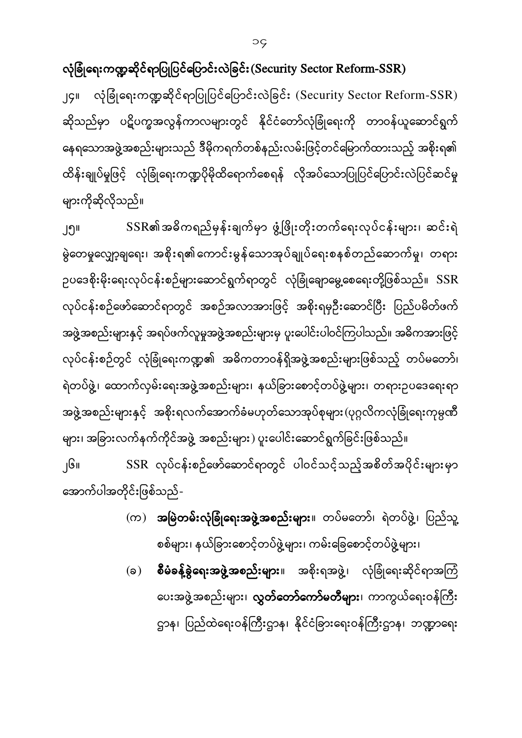## လုံခြုံရေးကဏ္ဍဆိုင်ရာပြုပြင်ပြောင်းလဲခြင်း (Security Sector Reform-SSR)

၂၄။ လုံခြုံရေးကဏ္ဍဆိုင်ရာပြုပြင်ပြောင်းလဲခြင်း (Security Sector Reform-SSR) ဆိုသည်မှာ ပဋိပက္ခအလွန်ကာလများတွင် နိုင်ငံတော်လုံခြုံရေးကို တာဝန်ယူဆောင်ရွက်နေရသောအဖွဲ့အစည်းများသည် ဒီမိုကရက်တစ်နည်းလမ်းဖြင့်တင်မြောက်ထားသည့် အစိုးရ၏ ထိန်းချုပ်မှုဖြင့် လုံခြုံရေးကဏ္ဍပိုမိုထိရောက်စေရန် လိုအပ်သောပြုပြင်ပြောင်းလဲပြင်ဆင်မှုများကိုဆိုလိုသည်။

၂၅။ SSR၏အဓိကရည်မှန်းချက်မှာ ဖွံ့ဖြိုးတိုးတက်ရေးလုပ်ငန်းများ၊ ဆင်းရဲမွဲတေမှုလျှော့ချရေး၊ အစိုးရ၏ကောင်းမွန်သောအုပ်ချုပ်ရေးစနစ်တည်ဆောက်မှု၊ တရားဥပဒေစိုးမိုးရေးလုပ်ငန်းစဉ်များဆောင်ရွက်ရာတွင် လုံခြုံချောမွေ့စေရေးတို့ဖြစ်သည်။ SSR လုပ်ငန်းစဉ်ဖော်ဆောင်ရာတွင် အစဉ်အလာအားဖြင့် အစိုးရမှဦးဆောင်ပြီး ပြည်ပမိတ်ဖက်အဖွဲ့အစည်းများနှင့် အရပ်ဖက်လူမှုအဖွဲ့အစည်းများမှ ပူးပေါင်းပါဝင်ကြပါသည်။ အဓိကအားဖြင့် လုပ်ငန်းစဉ်တွင် လုံခြုံရေးကဏ္ဍ၏ အဓိကတာဝန်ရှိအဖွဲ့အစည်းများဖြစ်သည့် တပ်မတော်၊ ရဲတပ်ဖွဲ့၊ ထောက်လှမ်းရေးအဖွဲ့အစည်းများ၊ နယ်ခြားစောင့်တပ်ဖွဲ့များ၊ တရားဥပဒေရေးရာအဖွဲ့အစည်းများနှင့် အစိုးရလက်အောက်ခံမဟုတ်သောအုပ်စုများ (ပုဂ္ဂလိကလုံခြုံရေးကုမ္ပဏီများ၊ အခြားလက်နက်ကိုင်အဖွဲ့ အစည်းများ) ပူးပေါင်းဆောင်ရွက်ခြင်းဖြစ်သည်။

၂၆။ SSR လုပ်ငန်းစဉ်ဖော်ဆောင်ရာတွင် ပါဝင်သင့်သည့်အစိတ်အပိုင်းများမှာ အောက်ပါအတိုင်းဖြစ်သည်-

(က) **အမြဲတမ်းလုံခြုံရေးအဖွဲ့အစည်းများ**။ တပ်မတော်၊ ရဲတပ်ဖွဲ့၊ ပြည်သူ့စစ်များ၊ နယ်ခြားစောင့်တပ်ဖွဲ့များ၊ ကမ်းခြေစောင့်တပ်ဖွဲ့များ၊

(ခ) **စီမံခန့်ခွဲရေးအဖွဲ့အစည်းများ**။ အစိုးရအဖွဲ့၊ လုံခြုံရေးဆိုင်ရာအကြံပေးအဖွဲ့အစည်းများ၊ **လွှတ်တော်ကော်မတီများ**၊ ကာကွယ်ရေးဝန်ကြီးဌာန၊ ပြည်ထဲရေးဝန်ကြီးဌာန၊ နိုင်ငံခြားရေးဝန်ကြီးဌာန၊ ဘဏ္ဍာရေး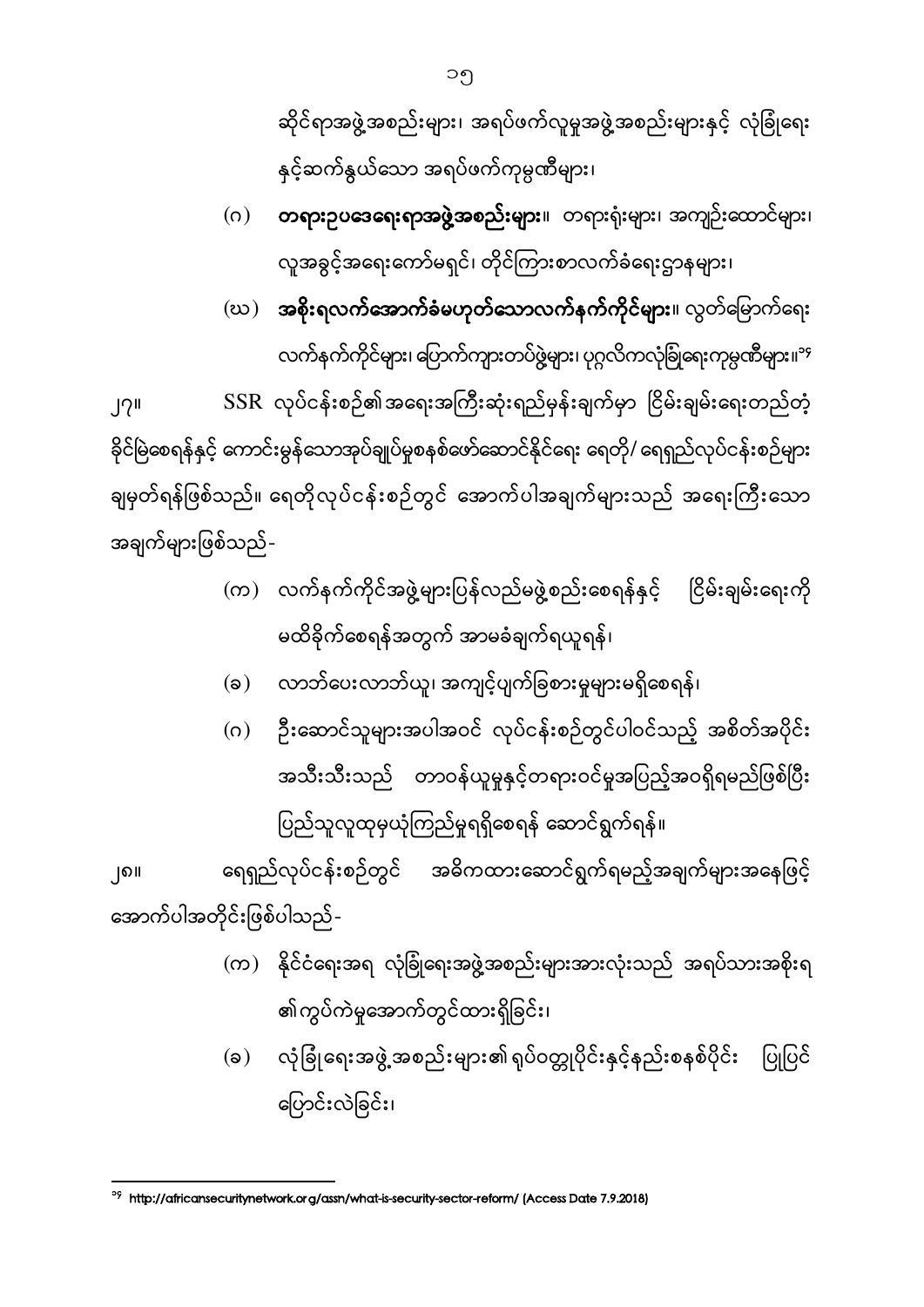ဆိုင်ရာအဖွဲ့အစည်းများ၊ အရပ်ဖက်လူမှုအဖွဲ့အစည်းများနှင့် လုံခြုံရေးနှင့်ဆက်နွှယ်သော အရပ်ဖက်ကုမ္ပဏီများ၊

(ဂ) **တရားဥပဒေရေးရာအဖွဲ့အစည်းများ။** တရားရုံးများ၊ အကျဉ်းထောင်များ၊ လူ့အခွင့်အရေးကော်မရှင်၊ တိုင်ကြားစာလက်ခံရေးဌာနများ၊

(ဃ) **အစိုးရလက်အောက်ခံမဟုတ်သောလက်နက်ကိုင်များ။** လွတ်မြောက်ရေးလက်နက်ကိုင်များ၊ ပြောက်ကျားတပ်ဖွဲ့များ၊ ပုဂ္ဂလိကလုံခြုံရေးကုမ္ပဏီများ။[၁၄]

၂၇။ SSR လုပ်ငန်းစဉ်၏အရေးအကြီးဆုံးရည်မှန်းချက်မှာ ငြိမ်းချမ်းရေးတည်တံ့ခိုင်မြဲစေရန်နှင့် ကောင်းမွန်သောအုပ်ချုပ်မှုစနစ်ဖော်ဆောင်နိုင်ရေး ရေတို/ ရေရှည်လုပ်ငန်းစဉ်များချမှတ်ရန်ဖြစ်သည်။ ရေတိုလုပ်ငန်းစဉ်တွင် အောက်ပါအချက်များသည် အရေးကြီးသောအချက်များဖြစ်သည်-

(က) လက်နက်ကိုင်အဖွဲ့များပြန်လည်မဖွဲ့စည်းစေရန်နှင့် ငြိမ်းချမ်းရေးကိုမထိခိုက်စေရန်အတွက် အာမခံချက်ရယူရန်၊

(ခ) လာဘ်ပေးလာဘ်ယူ၊ အကျင့်ပျက်ခြစားမှုများမရှိစေရန်၊

(ဂ) ဦးဆောင်သူများအပါအဝင် လုပ်ငန်းစဉ်တွင်ပါဝင်သည့် အစိတ်အပိုင်းအသီးသီးသည် တာဝန်ယူမှုနှင့်တရားဝင်မှုအပြည့်အဝရှိရမည်ဖြစ်ပြီး ပြည်သူလူထုမှယုံကြည်မှုရရှိစေရန် ဆောင်ရွက်ရန်။

၂၈။ ရေရှည်လုပ်ငန်းစဉ်တွင် အဓိကထားဆောင်ရွက်ရမည့်အချက်များအနေဖြင့် အောက်ပါအတိုင်းဖြစ်ပါသည်-

(က) နိုင်ငံရေးအရ လုံခြုံရေးအဖွဲ့အစည်းများအားလုံးသည် အရပ်သားအစိုးရ၏ကွပ်ကဲမှုအောက်တွင်ထားရှိခြင်း၊

(ခ) လုံခြုံရေးအဖွဲ့အစည်းများ၏ ရုပ်ဝတ္ထုပိုင်းနှင့်နည်းစနစ်ပိုင်း ပြုပြင်ပြောင်းလဲခြင်း၊

---

[၁၄] http://africansecuritynetwork.org/assn/what-is-security-sector-reform/ (Access Date 7.9.2018)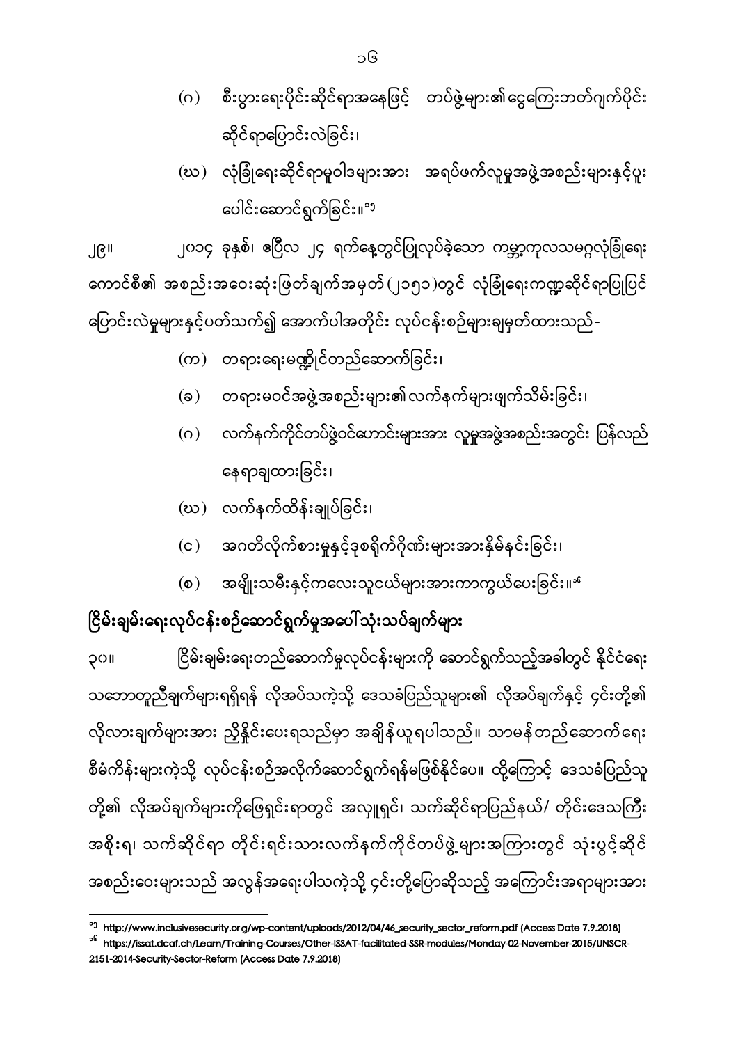(ဂ) စီးပွားရေးပိုင်းဆိုင်ရာအနေဖြင့် တပ်ဖွဲ့များ၏ငွေကြေးဘတ်ဂျက်ပိုင်းဆိုင်ရာပြောင်းလဲခြင်း၊

(ဃ) လုံခြုံရေးဆိုင်ရာမူဝါဒများအား အရပ်ဖက်လူမှုအဖွဲ့အစည်းများနှင့်ပူးပေါင်းဆောင်ရွက်ခြင်း။[၁၅]

၂၉။ ၂၀၁၄ ခုနှစ်၊ ဧပြီလ ၂၄ ရက်နေ့တွင်ပြုလုပ်ခဲ့သော ကမ္ဘာ့ကုလသမဂ္ဂလုံခြုံရေးကောင်စီ၏ အစည်းအဝေးဆုံးဖြတ်ချက်အမှတ်(၂၁၅၁)တွင် လုံခြုံရေးကဏ္ဍဆိုင်ရာပြုပြင်ပြောင်းလဲမှုများနှင့်ပတ်သက်၍ အောက်ပါအတိုင်း လုပ်ငန်းစဉ်များချမှတ်ထားသည်-

(က) တရားရေးမဏ္ဍိုင်တည်ဆောက်ခြင်း၊

(ခ) တရားမဝင်အဖွဲ့အစည်းများ၏လက်နက်များဖျက်သိမ်းခြင်း၊

(ဂ) လက်နက်ကိုင်တပ်ဖွဲ့ဝင်ဟောင်းများအား လူမှုအဖွဲ့အစည်းအတွင်း ပြန်လည်နေရာချထားခြင်း၊

(ဃ) လက်နက်ထိန်းချုပ်ခြင်း၊

(င) အဂတိလိုက်စားမှုနှင့်ဒုစရိုက်ဂိုဏ်းများအားနှိမ်နင်းခြင်း၊

(စ) အမျိုးသမီးနှင့်ကလေးသူငယ်များအားကာကွယ်ပေးခြင်း။[၁၆]

## ငြိမ်းချမ်းရေးလုပ်ငန်းစဉ်ဆောင်ရွက်မှုအပေါ်သုံးသပ်ချက်များ

၃၀။ ငြိမ်းချမ်းရေးတည်ဆောက်မှုလုပ်ငန်းများကို ဆောင်ရွက်သည့်အခါတွင် နိုင်ငံရေးသဘောတူညီချက်များရရှိရန် လိုအပ်သကဲ့သို့ ဒေသခံပြည်သူများ၏ လိုအပ်ချက်နှင့် ၎င်းတို့၏လိုလားချက်များအား ညှိနှိုင်းပေးရသည်မှာ အချိန်ယူရပါသည်။ သာမန်တည်ဆောက်ရေးစီမံကိန်းများကဲ့သို့ လုပ်ငန်းစဉ်အလိုက်ဆောင်ရွက်ရန်မဖြစ်နိုင်ပေ။ ထို့ကြောင့် ဒေသခံပြည်သူတို့၏ လိုအပ်ချက်များကိုဖြေရှင်းရာတွင် အလှူရှင်၊ သက်ဆိုင်ရာပြည်နယ်/ တိုင်းဒေသကြီးအစိုးရ၊ သက်ဆိုင်ရာ တိုင်းရင်းသားလက်နက်ကိုင်တပ်ဖွဲ့များအကြားတွင် သုံးပွင့်ဆိုင်အစည်းဝေးများသည် အလွန်အရေးပါသကဲ့သို့ ၎င်းတို့ပြောဆိုသည့် အကြောင်းအရာများအား

---

[၁၅] http://www.inclusivesecurity.org/wp-content/uploads/2012/04/46_security_sector_reform.pdf (Access Date 7.9.2018)

[၁၆] https://issat.dcaf.ch/Learn/Training-Courses/Other-ISSAT-facilitated-SSR-modules/Monday-02-November-2015/UNSCR-2151-2014-Security-Sector-Reform (Access Date 7.9.2018)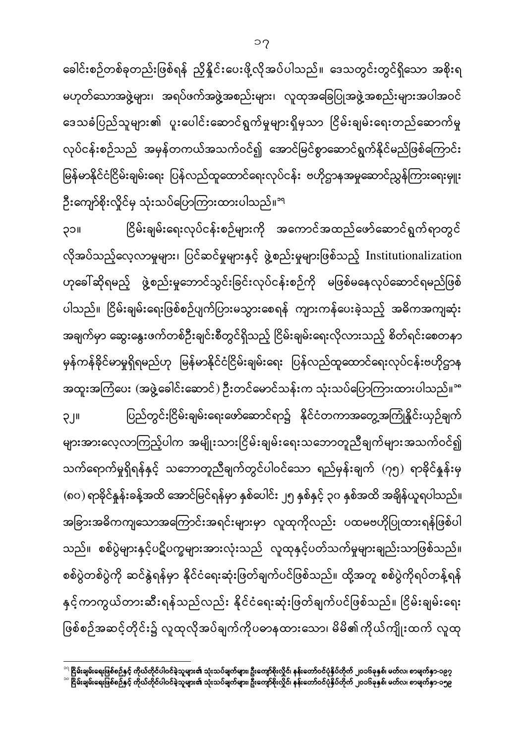ခေါင်းစဉ်တစ်ခုတည်းဖြစ်ရန် ညှိနှိုင်းပေးဖို့လိုအပ်ပါသည်။ ဒေသတွင်းတွင်ရှိသော အစိုးရမဟုတ်သောအဖွဲ့များ၊ အရပ်ဖက်အဖွဲ့အစည်းများ၊ လူထုအခြေပြုအဖွဲ့အစည်းများအပါအဝင် ဒေသခံပြည်သူများ၏ ပူးပေါင်းဆောင်ရွက်မှုများရှိမှသာ ငြိမ်းချမ်းရေးတည်ဆောက်မှု လုပ်ငန်းစဉ်သည် အမှန်တကယ်အသက်ဝင်၍ အောင်မြင်စွာဆောင်ရွက်နိုင်မည်ဖြစ်ကြောင်း မြန်မာနိုင်ငံငြိမ်းချမ်းရေး ပြန်လည်ထူထောင်ရေးလုပ်ငန်း ဗဟိုဌာနအမှုဆောင်ညွှန်ကြားရေးမှူး ဦးကျော်စိုးလှိုင်မှ သုံးသပ်ပြောကြားထားပါသည်။[၃၇]

၃၁။ ငြိမ်းချမ်းရေးလုပ်ငန်းစဉ်များကို အကောင်အထည်ဖော်ဆောင်ရွက်ရာတွင် လိုအပ်သည့်လေ့လာမှုများ၊ ပြင်ဆင်မှုများနှင့် ဖွဲ့စည်းမှုများဖြစ်သည့် Institutionalization ဟုခေါ်ဆိုရမည့် ဖွဲ့စည်းမှုဘောင်သွင်းခြင်းလုပ်ငန်းစဉ်ကို မဖြစ်မနေလုပ်ဆောင်ရမည်ဖြစ်ပါသည်။ ငြိမ်းချမ်းရေးဖြစ်စဉ်ပျက်ပြားမသွားစေရန် ကျားကန်ပေးခဲ့သည့် အဓိကအကျဆုံးအချက်မှာ ဆွေးနွေးဖက်တစ်ဦးချင်းစီတွင်ရှိသည့် ငြိမ်းချမ်းရေးလိုလားသည့် စိတ်ရင်းစေတနာမှန်ကန်ခိုင်မာမှုရှိရမည်ဟု မြန်မာနိုင်ငံငြိမ်းချမ်းရေး ပြန်လည်ထူထောင်ရေးလုပ်ငန်းဗဟိုဌာန အထူးအကြံပေး (အဖွဲ့ခေါင်းဆောင်) ဦးတင်မောင်သန်းက သုံးသပ်ပြောကြားထားပါသည်။[၃၈]

၃၂။ ပြည်တွင်းငြိမ်းချမ်းရေးဖော်ဆောင်ရာ၌ နိုင်ငံတကာအတွေ့အကြုံနှိုင်းယှဉ်ချက်များအားလေ့လာကြည့်ပါက အမျိုးသားငြိမ်းချမ်းရေးသဘောတူညီချက်များအသက်ဝင်၍ သက်ရောက်မှုရှိရန်နှင့် သဘောတူညီချက်တွင်ပါဝင်သော ရည်မှန်းချက် (၇၅) ရာခိုင်နှုန်းမှ (၈၀) ရာခိုင်နှုန်းခန့်အထိ အောင်မြင်ရန်မှာ နှစ်ပေါင်း ၂၅ နှစ်နှင့် ၃၀ နှစ်အထိ အချိန်ယူရပါသည်။ အခြားအဓိကကျသောအကြောင်းအရင်းများမှာ လူထုကိုလည်း ပထမဗဟိုပြုထားရန်ဖြစ်ပါသည်။ စစ်ပွဲများနှင့်ပဋိပက္ခများအားလုံးသည် လူထုနှင့်ပတ်သက်မှုများချည်းသာဖြစ်သည်။ စစ်ပွဲတစ်ပွဲကို ဆင်နွှဲရန်မှာ နိုင်ငံရေးဆုံးဖြတ်ချက်ပင်ဖြစ်သည်။ ထို့အတူ စစ်ပွဲကိုရပ်တန့်ရန်နှင့်ကာကွယ်တားဆီးရန်သည်လည်း နိုင်ငံရေးဆုံးဖြတ်ချက်ပင်ဖြစ်သည်။ ငြိမ်းချမ်းရေးဖြစ်စဉ်အဆင့်တိုင်း၌ လူထုလိုအပ်ချက်ကိုပဓာနထားသော၊ မိမိ၏ကိုယ်ကျိုးထက် လူထု

---

[၃၇] ငြိမ်းချမ်းရေးဖြစ်စဉ်နှင့် ကိုယ်တိုင်ပါဝင်ခဲ့သူများ၏ သုံးသပ်ချက်များ၊ ဦးကျော်စိုးလှိုင်၊ နန်းတော်ဝင်ပုံနှိပ်တိုက် ၂၀၁၆ခုနှစ်၊ မတ်လ၊ စာမျက်နှာ-၁၉၇

[၃၈] ငြိမ်းချမ်းရေးဖြစ်စဉ်နှင့် ကိုယ်တိုင်ပါဝင်ခဲ့သူများ၏ သုံးသပ်ချက်များ၊ ဦးကျော်စိုးလှိုင်၊ နန်းတော်ဝင်ပုံနှိပ်တိုက် ၂၀၁၆ခုနှစ်၊ မတ်လ၊ စာမျက်နှာ-၁၅၉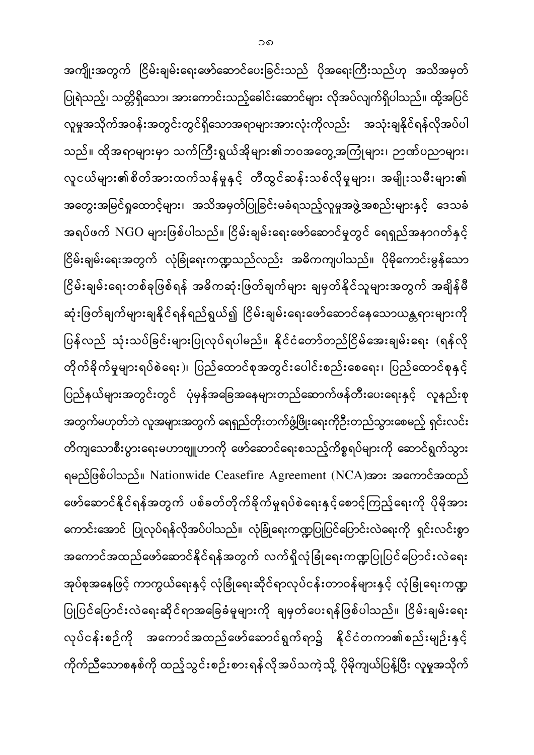အကျိုးအတွက် ငြိမ်းချမ်းရေးဖော်ဆောင်ပေးခြင်းသည် ပိုအရေးကြီးသည်ဟု အသိအမှတ်ပြုရဲသည့်၊ သတ္တိရှိသော၊ အားကောင်းသည့်ခေါင်းဆောင်များ လိုအပ်လျက်ရှိပါသည်။ ထို့အပြင် လူမှုအသိုက်အဝန်းအတွင်းတွင်ရှိသောအရာများအားလုံးကိုလည်း အသုံးချနိုင်ရန်လိုအပ်ပါသည်။ ထိုအရာများမှာ သက်ကြီးရွယ်အိုများ၏ဘဝအတွေ့အကြုံများ၊ ဉာဏ်ပညာများ၊ လူငယ်များ၏စိတ်အားထက်သန်မှုနှင့် တီထွင်ဆန်းသစ်လိုမှုများ၊ အမျိုးသမီးများ၏ အတွေးအမြင်ရှုထောင့်များ၊ အသိအမှတ်ပြုခြင်းမခံရသည့်လူမှုအဖွဲ့အစည်းများနှင့် ဒေသခံအရပ်ဖက် NGO များဖြစ်ပါသည်။ ငြိမ်းချမ်းရေးဖော်ဆောင်မှုတွင် ရေရှည်အနာဂတ်နှင့် ငြိမ်းချမ်းရေးအတွက် လုံခြုံရေးကဏ္ဍသည်လည်း အဓိကကျပါသည်။ ပိုမိုကောင်းမွန်သော ငြိမ်းချမ်းရေးတစ်ခုဖြစ်ရန် အဓိကဆုံးဖြတ်ချက်များ ချမှတ်နိုင်သူများအတွက် အချိန်မီဆုံးဖြတ်ချက်များချနိုင်ရန်ရည်ရွယ်၍ ငြိမ်းချမ်းရေးဖော်ဆောင်နေသောယန္တရားများကို ပြန်လည် သုံးသပ်ခြင်းများပြုလုပ်ရပါမည်။ နိုင်ငံတော်တည်ငြိမ်အေးချမ်းရေး (ရန်လိုတိုက်ခိုက်မှုများရပ်စဲရေး)၊ ပြည်ထောင်စုအတွင်းပေါင်းစည်းစေရေး၊ ပြည်ထောင်စုနှင့် ပြည်နယ်များအတွင်းတွင် ပုံမှန်အခြေအနေများတည်ဆောက်ဖန်တီးပေးရေးနှင့် လူနည်းစုအတွက်မဟုတ်ဘဲ လူအများအတွက် ရေရှည်တိုးတက်ဖွံ့ဖြိုးရေးကိုဦးတည်သွားစေမည့် ရှင်းလင်းတိကျသောစီးပွားရေးမဟာဗျူဟာကို ဖော်ဆောင်ရေးစသည့်ကိစ္စရပ်များကို ဆောင်ရွက်သွားရမည်ဖြစ်ပါသည်။ Nationwide Ceasefire Agreement (NCA)အား အကောင်အထည်ဖော်ဆောင်နိုင်ရန်အတွက် ပစ်ခတ်တိုက်ခိုက်မှုရပ်စဲရေးနှင့်စောင့်ကြည့်ရေးကို ပိုမိုအားကောင်းအောင် ပြုလုပ်ရန်လိုအပ်ပါသည်။ လုံခြုံရေးကဏ္ဍပြုပြင်ပြောင်းလဲရေးကို ရှင်းလင်းစွာ အကောင်အထည်ဖော်ဆောင်နိုင်ရန်အတွက် လက်ရှိလုံခြုံရေးကဏ္ဍပြုပြင်ပြောင်းလဲရေး အုပ်စုအနေဖြင့် ကာကွယ်ရေးနှင့် လုံခြုံရေးဆိုင်ရာလုပ်ငန်းတာဝန်များနှင့် လုံခြုံရေးကဏ္ဍ ပြုပြင်ပြောင်းလဲရေးဆိုင်ရာအခြေခံမူများကို ချမှတ်ပေးရန်ဖြစ်ပါသည်။ ငြိမ်းချမ်းရေးလုပ်ငန်းစဉ်ကို အကောင်အထည်ဖော်ဆောင်ရွက်ရာ၌ နိုင်ငံတကာ၏စည်းမျဉ်းနှင့် ကိုက်ညီသောစနစ်ကို ထည့်သွင်းစဉ်းစားရန်လိုအပ်သကဲ့သို့ ပိုမိုကျယ်ပြန့်ပြီး လူမှုအသိုက်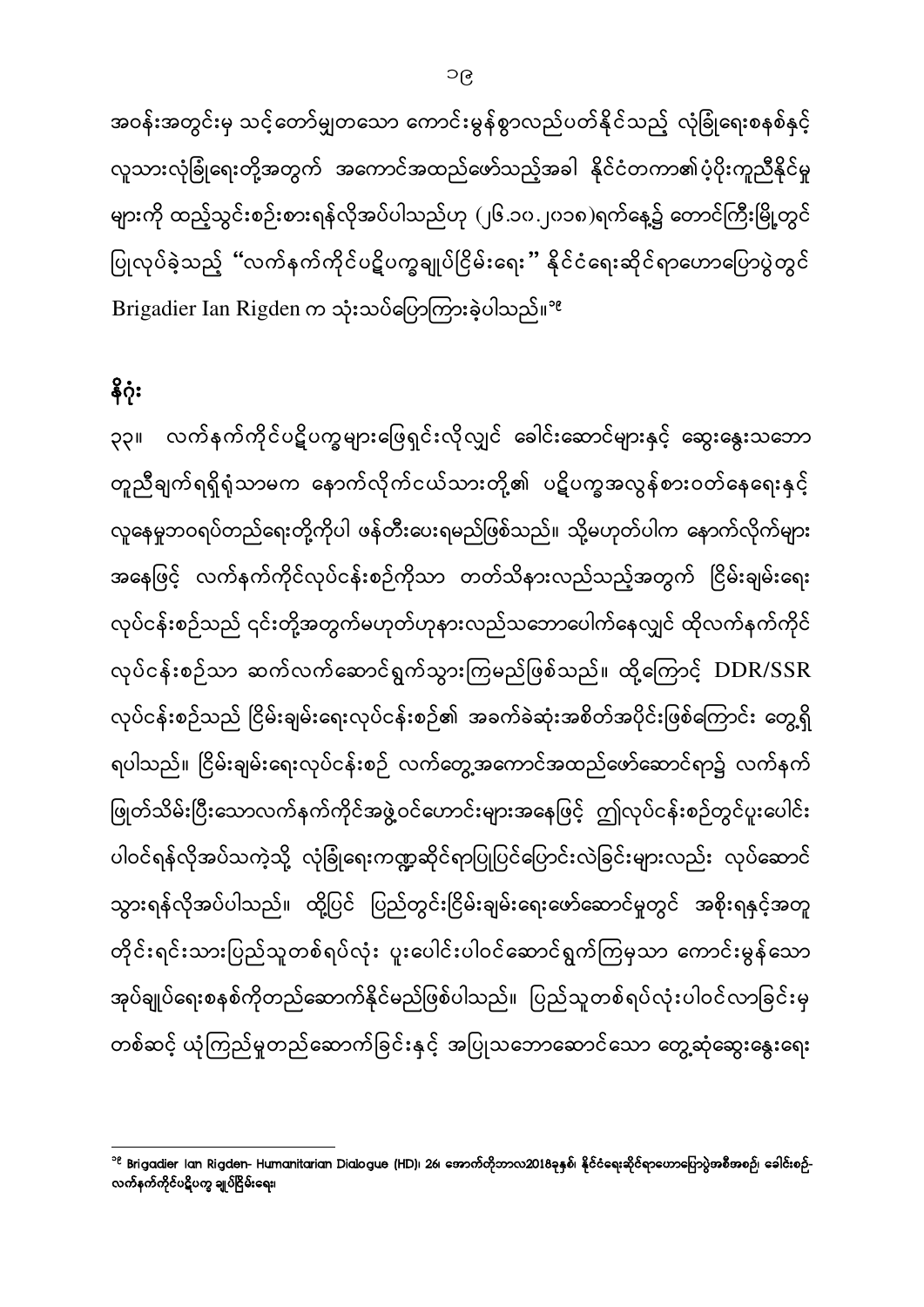အဝန်းအတွင်းမှ သင့်တော်မျှတသော ကောင်းမွန်စွာလည်ပတ်နိုင်သည့် လုံခြုံရေးစနစ်နှင့် လူသားလုံခြုံရေးတို့အတွက် အကောင်အထည်ဖော်သည့်အခါ နိုင်ငံတကာ၏ပံ့ပိုးကူညီနိုင်မှုများကို ထည့်သွင်းစဉ်းစားရန်လိုအပ်ပါသည်ဟု (၂၆.၁၀.၂၀၁၈)ရက်နေ့၌ တောင်ကြီးမြို့တွင် ပြုလုပ်ခဲ့သည့် "လက်နက်ကိုင်ပဋိပက္ခချုပ်ငြိမ်းရေး" နိုင်ငံရေးဆိုင်ရာဟောပြောပွဲတွင် Brigadier Ian Rigden က သုံးသပ်ပြောကြားခဲ့ပါသည်။[၁၉]

## နိဂုံး

၃၃။ လက်နက်ကိုင်ပဋိပက္ခများဖြေရှင်းလိုလျှင် ခေါင်းဆောင်များနှင့် ဆွေးနွေးသဘောတူညီချက်ရရှိရုံသာမက နောက်လိုက်ငယ်သားတို့၏ ပဋိပက္ခအလွန်စားဝတ်နေရေးနှင့် လူနေမှုဘဝရပ်တည်ရေးတို့ကိုပါ ဖန်တီးပေးရမည်ဖြစ်သည်။ သို့မဟုတ်ပါက နောက်လိုက်များအနေဖြင့် လက်နက်ကိုင်လုပ်ငန်းစဉ်ကိုသာ တတ်သိနားလည်သည့်အတွက် ငြိမ်းချမ်းရေးလုပ်ငန်းစဉ်သည် ၎င်းတို့အတွက်မဟုတ်ဟုနားလည်သဘောပေါက်နေလျှင် ထိုလက်နက်ကိုင်လုပ်ငန်းစဉ်သာ ဆက်လက်ဆောင်ရွက်သွားကြမည်ဖြစ်သည်။ ထို့ကြောင့် DDR/SSR လုပ်ငန်းစဉ်သည် ငြိမ်းချမ်းရေးလုပ်ငန်းစဉ်၏ အခက်ခဲဆုံးအစိတ်အပိုင်းဖြစ်ကြောင်း တွေ့ရှိရပါသည်။ ငြိမ်းချမ်းရေးလုပ်ငန်းစဉ် လက်တွေ့အကောင်အထည်ဖော်ဆောင်ရာ၌ လက်နက်ဖြုတ်သိမ်းပြီးသောလက်နက်ကိုင်အဖွဲ့ဝင်ဟောင်းများအနေဖြင့် ဤလုပ်ငန်းစဉ်တွင်ပူးပေါင်းပါဝင်ရန်လိုအပ်သကဲ့သို့ လုံခြုံရေးကဏ္ဍဆိုင်ရာပြုပြင်ပြောင်းလဲခြင်းများလည်း လုပ်ဆောင်သွားရန်လိုအပ်ပါသည်။ ထို့ပြင် ပြည်တွင်းငြိမ်းချမ်းရေးဖော်ဆောင်မှုတွင် အစိုးရနှင့်အတူ တိုင်းရင်းသားပြည်သူတစ်ရပ်လုံး ပူးပေါင်းပါဝင်ဆောင်ရွက်ကြမှသာ ကောင်းမွန်သော အုပ်ချုပ်ရေးစနစ်ကိုတည်ဆောက်နိုင်မည်ဖြစ်ပါသည်။ ပြည်သူတစ်ရပ်လုံးပါဝင်လာခြင်းမှ တစ်ဆင့် ယုံကြည်မှုတည်ဆောက်ခြင်းနှင့် အပြုသဘောဆောင်သော တွေ့ဆုံဆွေးနွေးရေး

---

[၁၉] Brigadier Ian Rigden- Humanitarian Dialogue (HD)၊ 26၊ အောက်တိုဘာလ2018ခုနှစ်၊ နိုင်ငံရေးဆိုင်ရာဟောပြောပွဲအစီအစဉ်၊ ခေါင်းစဉ်- လက်နက်ကိုင်ပဋိပက္ခ ချုပ်ငြိမ်းရေး၊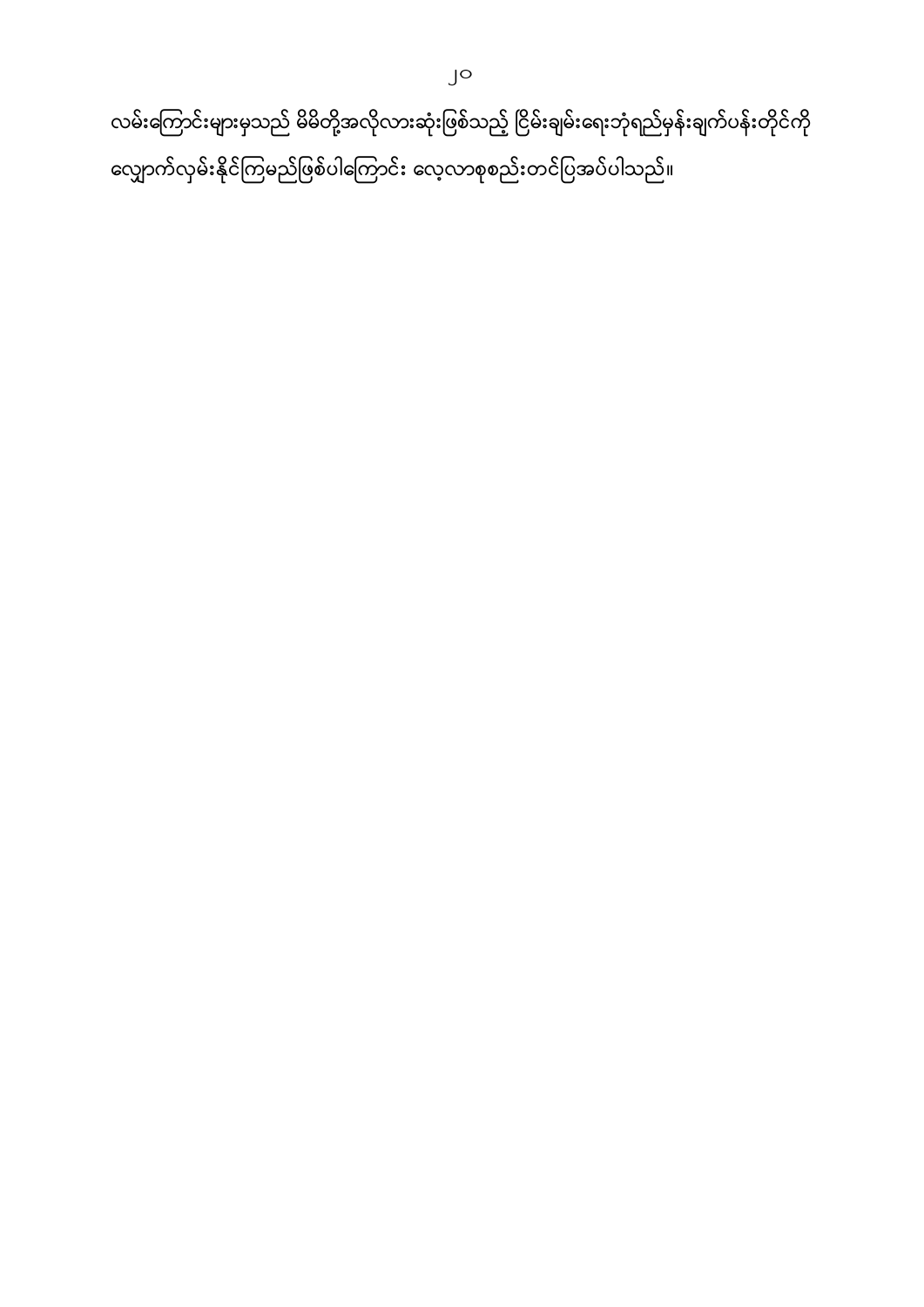လမ်းကြောင်းများမှသည် မိမိတို့အလိုလားဆုံးဖြစ်သည့် ငြိမ်းချမ်းရေးဘုံရည်မှန်းချက်ပန်းတိုင်ကို လျှောက်လှမ်းနိုင်ကြမည်ဖြစ်ပါကြောင်း လေ့လာစုစည်းတင်ပြအပ်ပါသည်။